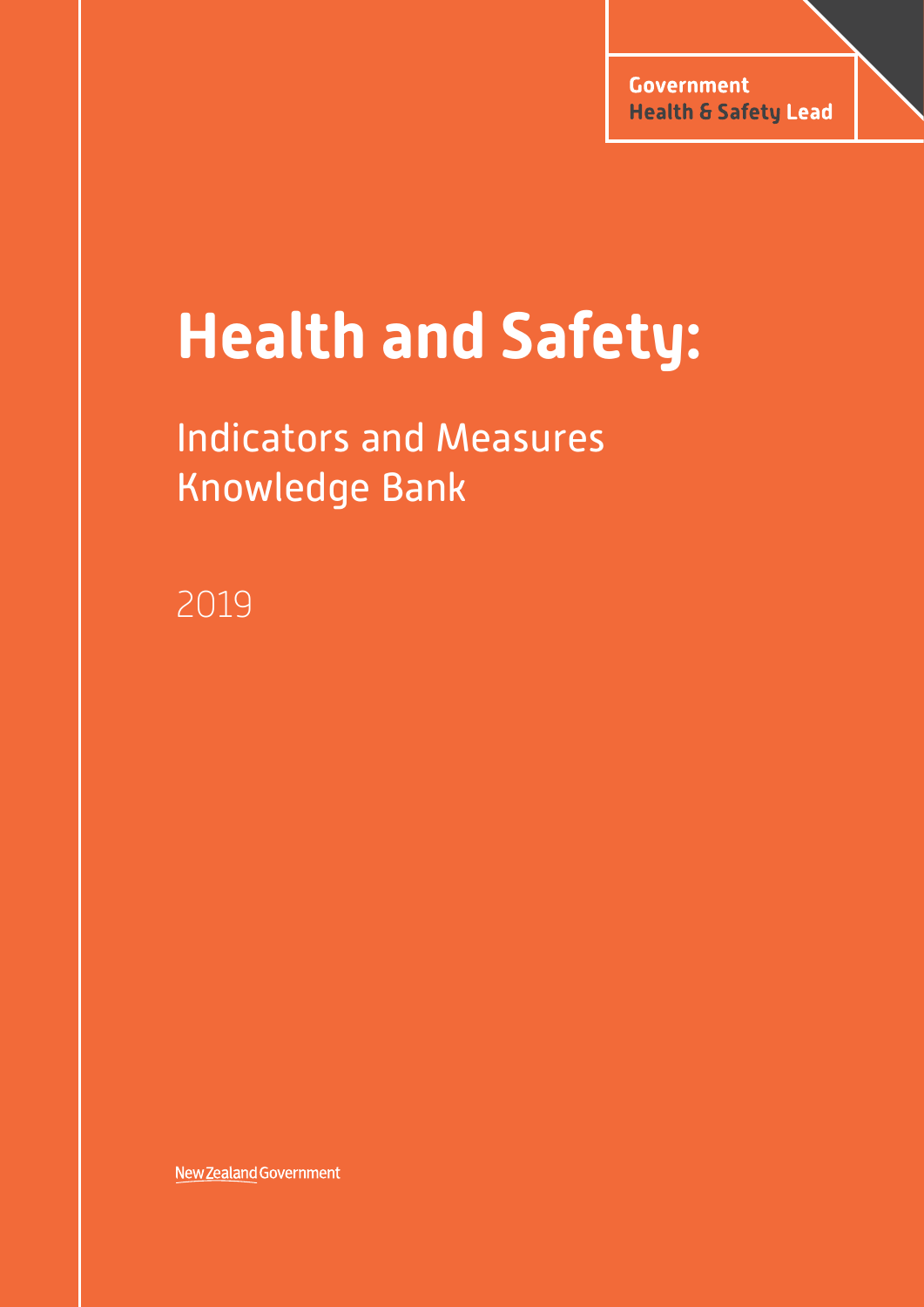Government
Health & Safety Lead

# Health and Safety:

## Indicators and Measures Knowledge Bank

2019

New Zealand Government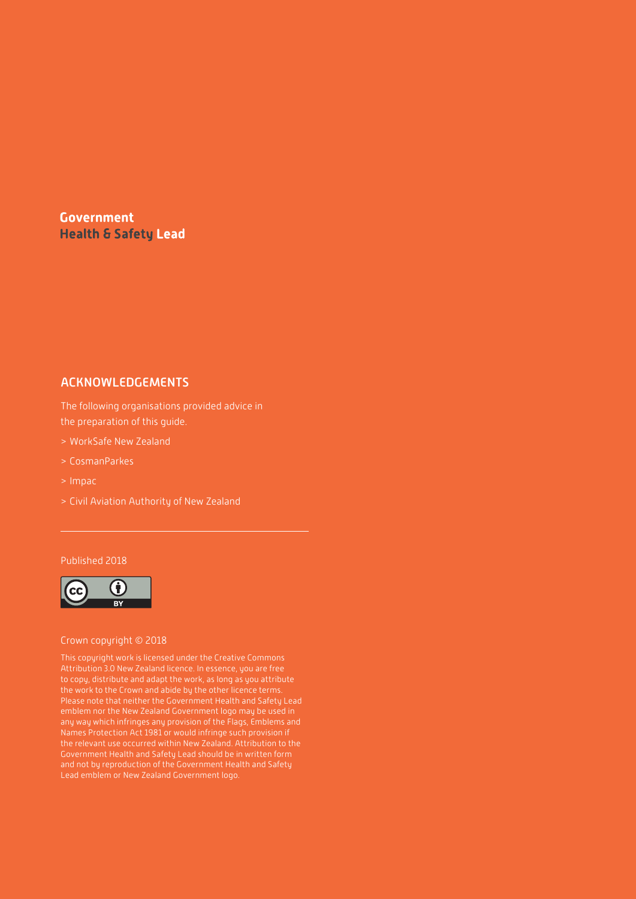**Government**
**Health & Safety Lead**

## ACKNOWLEDGEMENTS

The following organisations provided advice in the preparation of this guide.

> WorkSafe New Zealand

> CosmanParkes

> Impac

> Civil Aviation Authority of New Zealand

---

Published 2018

Crown copyright © 2018

This copyright work is licensed under the Creative Commons Attribution 3.0 New Zealand licence. In essence, you are free to copy, distribute and adapt the work, as long as you attribute the work to the Crown and abide by the other licence terms. Please note that neither the Government Health and Safety Lead emblem nor the New Zealand Government logo may be used in any way which infringes any provision of the Flags, Emblems and Names Protection Act 1981 or would infringe such provision if the relevant use occurred within New Zealand. Attribution to the Government Health and Safety Lead should be in written form and not by reproduction of the Government Health and Safety Lead emblem or New Zealand Government logo.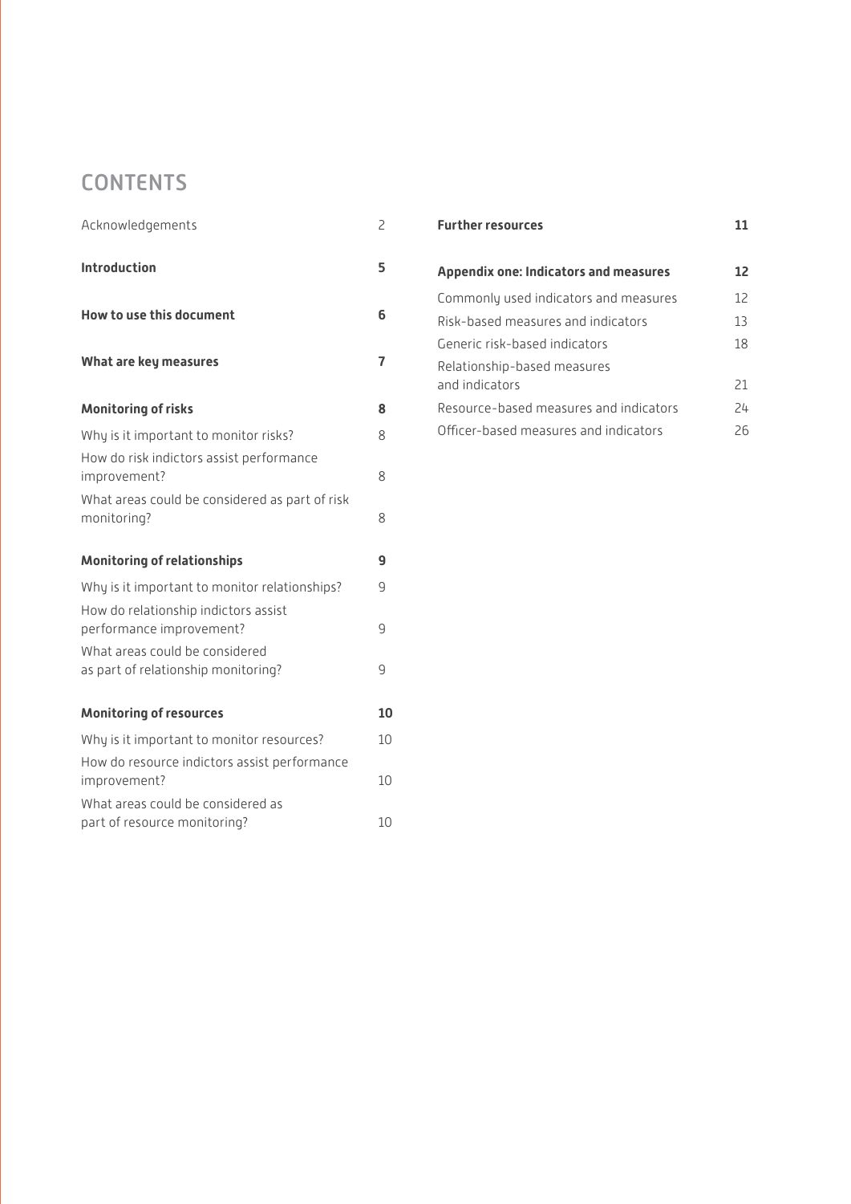# CONTENTS

| | |
|---|---|
| Acknowledgements | 2 |
| **Introduction** | **5** |
| **How to use this document** | **6** |
| **What are key measures** | **7** |
| **Monitoring of risks** | **8** |
| Why is it important to monitor risks? | 8 |
| How do risk indictors assist performance improvement? | 8 |
| What areas could be considered as part of risk monitoring? | 8 |
| **Monitoring of relationships** | **9** |
| Why is it important to monitor relationships? | 9 |
| How do relationship indictors assist performance improvement? | 9 |
| What areas could be considered as part of relationship monitoring? | 9 |
| **Monitoring of resources** | **10** |
| Why is it important to monitor resources? | 10 |
| How do resource indictors assist performance improvement? | 10 |
| What areas could be considered as part of resource monitoring? | 10 |
| **Further resources** | **11** |
| **Appendix one: Indicators and measures** | **12** |
| Commonly used indicators and measures | 12 |
| Risk-based measures and indicators | 13 |
| Generic risk-based indicators | 18 |
| Relationship-based measures and indicators | 21 |
| Resource-based measures and indicators | 24 |
| Officer-based measures and indicators | 26 |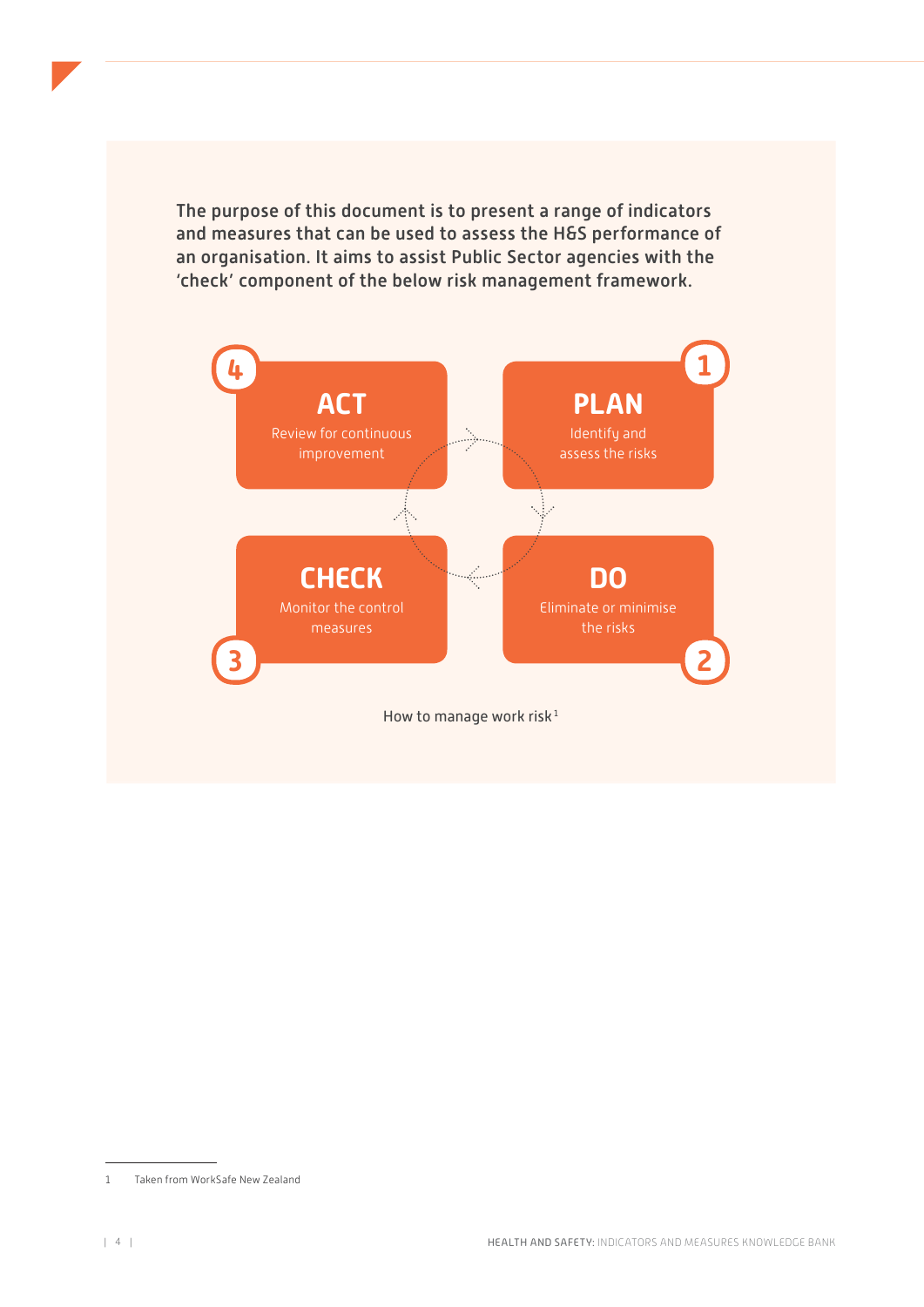**The purpose of this document is to present a range of indicators and measures that can be used to assess the H&S performance of an organisation. It aims to assist Public Sector agencies with the 'check' component of the below risk management framework.**

**1 PLAN**
Identify and assess the risks

**2 DO**
Eliminate or minimise the risks

**3 CHECK**
Monitor the control measures

**4 ACT**
Review for continuous improvement

How to manage work risk[1]

1 Taken from WorkSafe New Zealand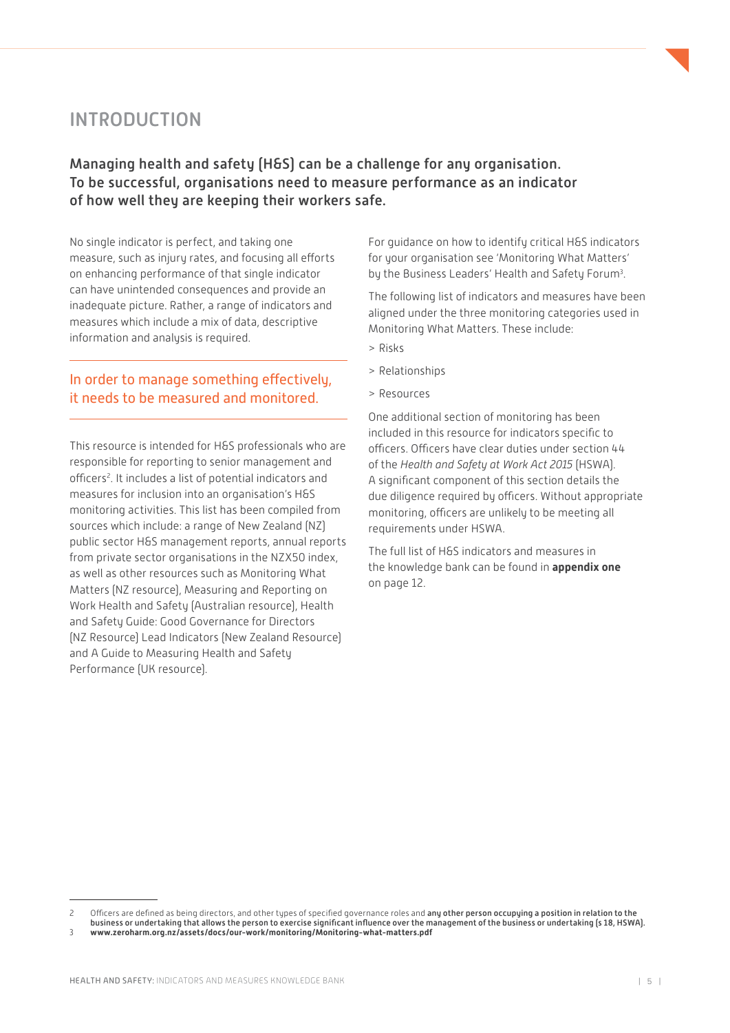# INTRODUCTION

**Managing health and safety (H&S) can be a challenge for any organisation. To be successful, organisations need to measure performance as an indicator of how well they are keeping their workers safe.**

No single indicator is perfect, and taking one measure, such as injury rates, and focusing all efforts on enhancing performance of that single indicator can have unintended consequences and provide an inadequate picture. Rather, a range of indicators and measures which include a mix of data, descriptive information and analysis is required.

> In order to manage something effectively, it needs to be measured and monitored.

This resource is intended for H&S professionals who are responsible for reporting to senior management and officers[2]. It includes a list of potential indicators and measures for inclusion into an organisation's H&S monitoring activities. This list has been compiled from sources which include: a range of New Zealand (NZ) public sector H&S management reports, annual reports from private sector organisations in the NZX50 index, as well as other resources such as Monitoring What Matters (NZ resource), Measuring and Reporting on Work Health and Safety (Australian resource), Health and Safety Guide: Good Governance for Directors (NZ Resource) Lead Indicators (New Zealand Resource) and A Guide to Measuring Health and Safety Performance (UK resource).

For guidance on how to identify critical H&S indicators for your organisation see 'Monitoring What Matters' by the Business Leaders' Health and Safety Forum[3].

The following list of indicators and measures have been aligned under the three monitoring categories used in Monitoring What Matters. These include:

> Risks

> Relationships

> Resources

One additional section of monitoring has been included in this resource for indicators specific to officers. Officers have clear duties under section 44 of the *Health and Safety at Work Act 2015* (HSWA). A significant component of this section details the due diligence required by officers. Without appropriate monitoring, officers are unlikely to be meeting all requirements under HSWA.

The full list of H&S indicators and measures in the knowledge bank can be found in **appendix one** on page 12.

---

2 Officers are defined as being directors, and other types of specified governance roles and **any other person occupying a position in relation to the business or undertaking that allows the person to exercise significant influence over the management of the business or undertaking (s 18, HSWA).**

3 **www.zeroharm.org.nz/assets/docs/our-work/monitoring/Monitoring-what-matters.pdf**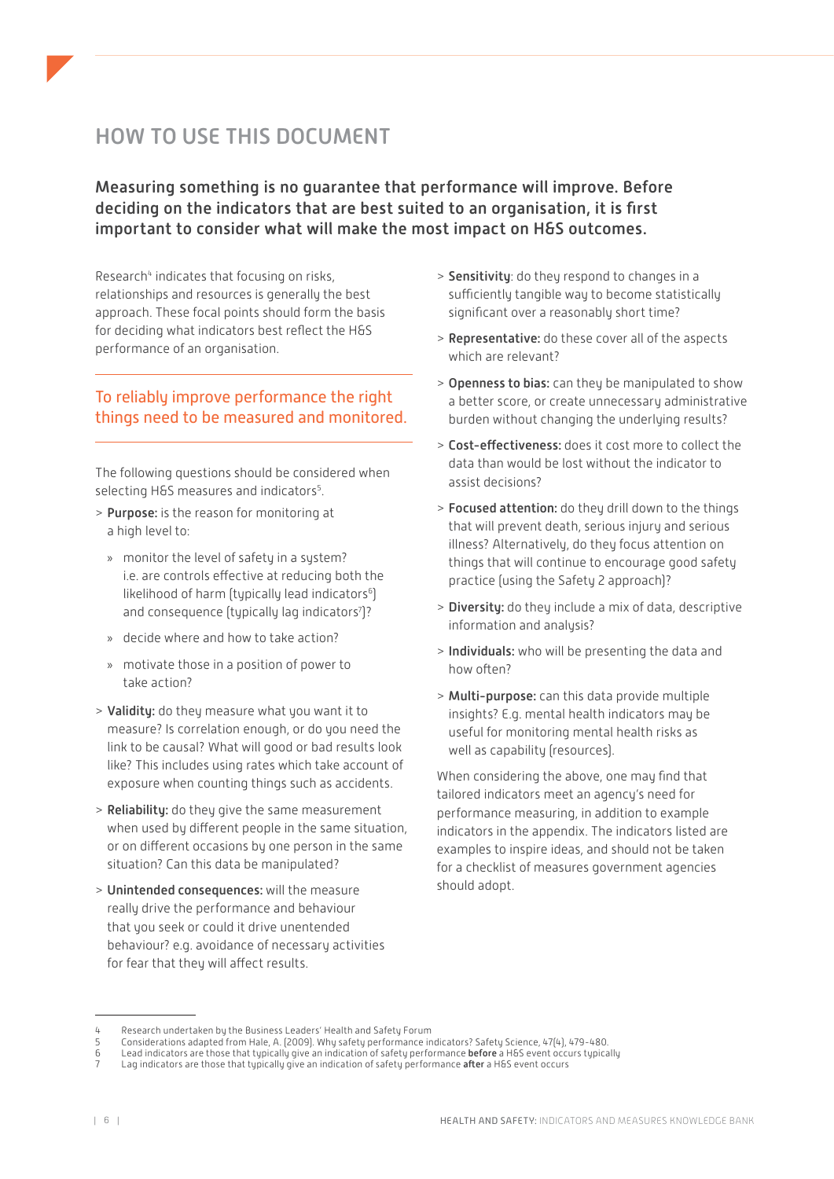# HOW TO USE THIS DOCUMENT

**Measuring something is no guarantee that performance will improve. Before deciding on the indicators that are best suited to an organisation, it is first important to consider what will make the most impact on H&S outcomes.**

Research[4] indicates that focusing on risks, relationships and resources is generally the best approach. These focal points should form the basis for deciding what indicators best reflect the H&S performance of an organisation.

> To reliably improve performance the right things need to be measured and monitored.

The following questions should be considered when selecting H&S measures and indicators[5].

- **Purpose:** is the reason for monitoring at a high level to:
  - monitor the level of safety in a system? i.e. are controls effective at reducing both the likelihood of harm (typically lead indicators[6]) and consequence (typically lag indicators[7])?
  - decide where and how to take action?
  - motivate those in a position of power to take action?
- **Validity:** do they measure what you want it to measure? Is correlation enough, or do you need the link to be causal? What will good or bad results look like? This includes using rates which take account of exposure when counting things such as accidents.
- **Reliability:** do they give the same measurement when used by different people in the same situation, or on different occasions by one person in the same situation? Can this data be manipulated?
- **Unintended consequences:** will the measure really drive the performance and behaviour that you seek or could it drive unentended behaviour? e.g. avoidance of necessary activities for fear that they will affect results.
- **Sensitivity**: do they respond to changes in a sufficiently tangible way to become statistically significant over a reasonably short time?
- **Representative:** do these cover all of the aspects which are relevant?
- **Openness to bias:** can they be manipulated to show a better score, or create unnecessary administrative burden without changing the underlying results?
- **Cost-effectiveness:** does it cost more to collect the data than would be lost without the indicator to assist decisions?
- **Focused attention:** do they drill down to the things that will prevent death, serious injury and serious illness? Alternatively, do they focus attention on things that will continue to encourage good safety practice (using the Safety 2 approach)?
- **Diversity:** do they include a mix of data, descriptive information and analysis?
- **Individuals:** who will be presenting the data and how often?
- **Multi-purpose:** can this data provide multiple insights? E.g. mental health indicators may be useful for monitoring mental health risks as well as capability (resources).

When considering the above, one may find that tailored indicators meet an agency's need for performance measuring, in addition to example indicators in the appendix. The indicators listed are examples to inspire ideas, and should not be taken for a checklist of measures government agencies should adopt.

---

4 Research undertaken by the Business Leaders' Health and Safety Forum

5 Considerations adapted from Hale, A. (2009). Why safety performance indicators? Safety Science, 47(4), 479-480.

6 Lead indicators are those that typically give an indication of safety performance **before** a H&S event occurs typically

7 Lag indicators are those that typically give an indication of safety performance **after** a H&S event occurs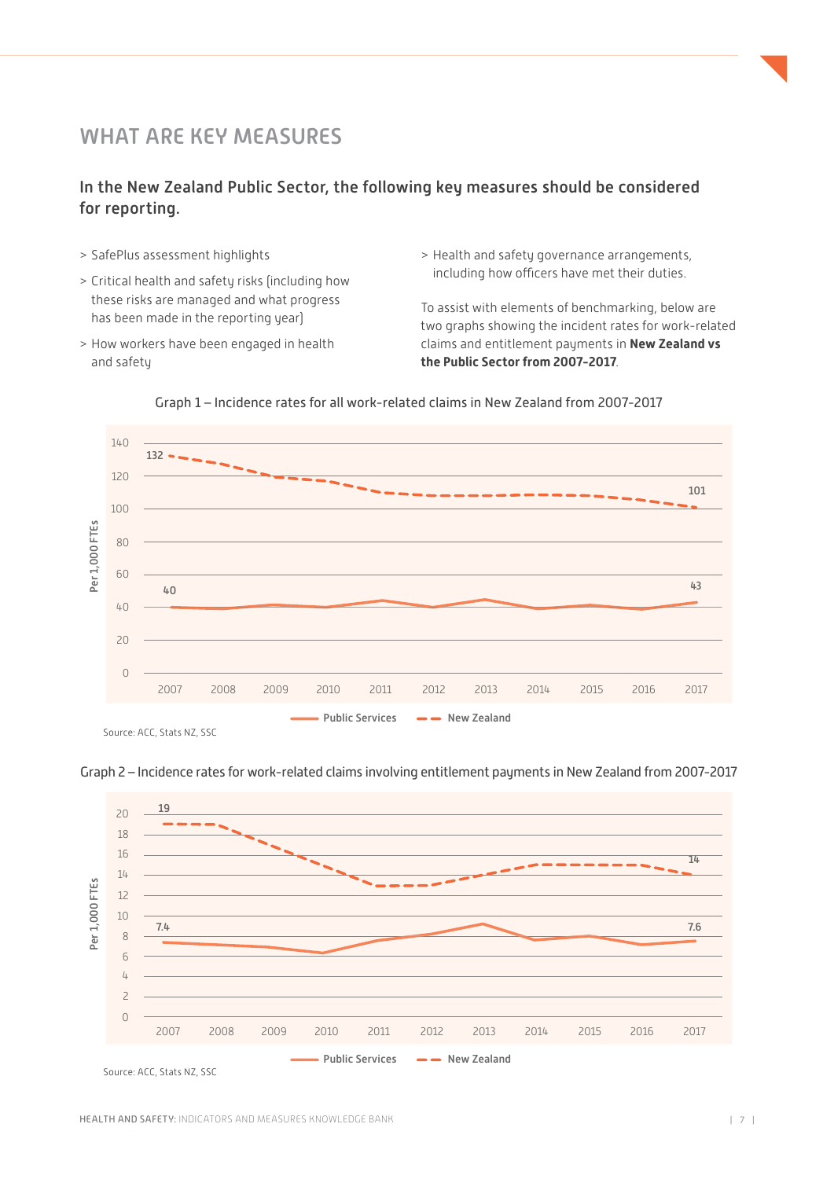# WHAT ARE KEY MEASURES

## In the New Zealand Public Sector, the following key measures should be considered for reporting.

- SafePlus assessment highlights
- Critical health and safety risks (including how these risks are managed and what progress has been made in the reporting year)
- How workers have been engaged in health and safety
- Health and safety governance arrangements, including how officers have met their duties.

To assist with elements of benchmarking, below are two graphs showing the incident rates for work-related claims and entitlement payments in **New Zealand vs the Public Sector from 2007-2017**.

Graph 1 – Incidence rates for all work-related claims in New Zealand from 2007-2017

Per 1,000 FTEs

| | 2007 | 2017 |
|---|---|---|
| Public Services | 40 | 43 |
| New Zealand | 132 | 101 |

Source: ACC, Stats NZ, SSC

Graph 2 – Incidence rates for work-related claims involving entitlement payments in New Zealand from 2007-2017

Per 1,000 FTEs

| | 2007 | 2017 |
|---|---|---|
| Public Services | 7.4 | 7.6 |
| New Zealand | 19 | 14 |

Source: ACC, Stats NZ, SSC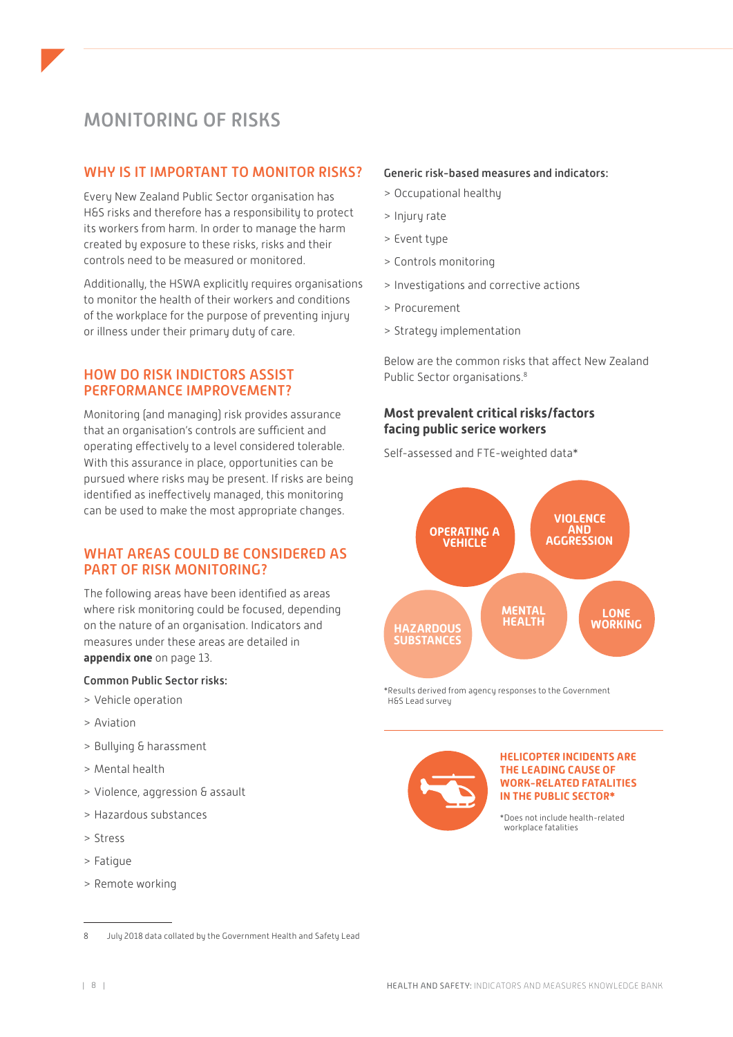# MONITORING OF RISKS

## WHY IS IT IMPORTANT TO MONITOR RISKS?

Every New Zealand Public Sector organisation has H&S risks and therefore has a responsibility to protect its workers from harm. In order to manage the harm created by exposure to these risks, risks and their controls need to be measured or monitored.

Additionally, the HSWA explicitly requires organisations to monitor the health of their workers and conditions of the workplace for the purpose of preventing injury or illness under their primary duty of care.

## HOW DO RISK INDICTORS ASSIST PERFORMANCE IMPROVEMENT?

Monitoring (and managing) risk provides assurance that an organisation's controls are sufficient and operating effectively to a level considered tolerable. With this assurance in place, opportunities can be pursued where risks may be present. If risks are being identified as ineffectively managed, this monitoring can be used to make the most appropriate changes.

## WHAT AREAS COULD BE CONSIDERED AS PART OF RISK MONITORING?

The following areas have been identified as areas where risk monitoring could be focused, depending on the nature of an organisation. Indicators and measures under these areas are detailed in **appendix one** on page 13.

**Common Public Sector risks:**

> Vehicle operation
> Aviation
> Bullying & harassment
> Mental health
> Violence, aggression & assault
> Hazardous substances
> Stress
> Fatigue
> Remote working

**Generic risk-based measures and indicators:**

> Occupational healthy
> Injury rate
> Event type
> Controls monitoring
> Investigations and corrective actions
> Procurement
> Strategy implementation

Below are the common risks that affect New Zealand Public Sector organisations.[8]

### Most prevalent critical risks/factors facing public serice workers

Self-assessed and FTE-weighted data*

OPERATING A VEHICLE

VIOLENCE AND AGGRESSION

MENTAL HEALTH

LONE WORKING

HAZARDOUS SUBSTANCES

*Results derived from agency responses to the Government H&S Lead survey

**HELICOPTER INCIDENTS ARE THE LEADING CAUSE OF WORK-RELATED FATALITIES IN THE PUBLIC SECTOR***

*Does not include health-related workplace fatalities

8 July 2018 data collated by the Government Health and Safety Lead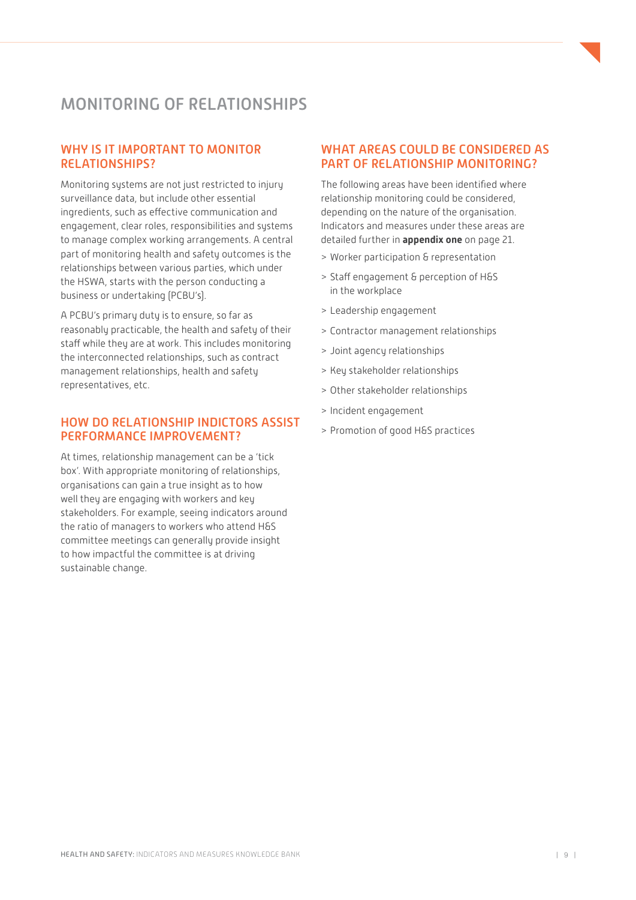# MONITORING OF RELATIONSHIPS

## WHY IS IT IMPORTANT TO MONITOR RELATIONSHIPS?

Monitoring systems are not just restricted to injury surveillance data, but include other essential ingredients, such as effective communication and engagement, clear roles, responsibilities and systems to manage complex working arrangements. A central part of monitoring health and safety outcomes is the relationships between various parties, which under the HSWA, starts with the person conducting a business or undertaking (PCBU's).

A PCBU's primary duty is to ensure, so far as reasonably practicable, the health and safety of their staff while they are at work. This includes monitoring the interconnected relationships, such as contract management relationships, health and safety representatives, etc.

## HOW DO RELATIONSHIP INDICTORS ASSIST PERFORMANCE IMPROVEMENT?

At times, relationship management can be a 'tick box'. With appropriate monitoring of relationships, organisations can gain a true insight as to how well they are engaging with workers and key stakeholders. For example, seeing indicators around the ratio of managers to workers who attend H&S committee meetings can generally provide insight to how impactful the committee is at driving sustainable change.

## WHAT AREAS COULD BE CONSIDERED AS PART OF RELATIONSHIP MONITORING?

The following areas have been identified where relationship monitoring could be considered, depending on the nature of the organisation. Indicators and measures under these areas are detailed further in **appendix one** on page 21.

- Worker participation & representation
- Staff engagement & perception of H&S in the workplace
- Leadership engagement
- Contractor management relationships
- Joint agency relationships
- Key stakeholder relationships
- Other stakeholder relationships
- Incident engagement
- Promotion of good H&S practices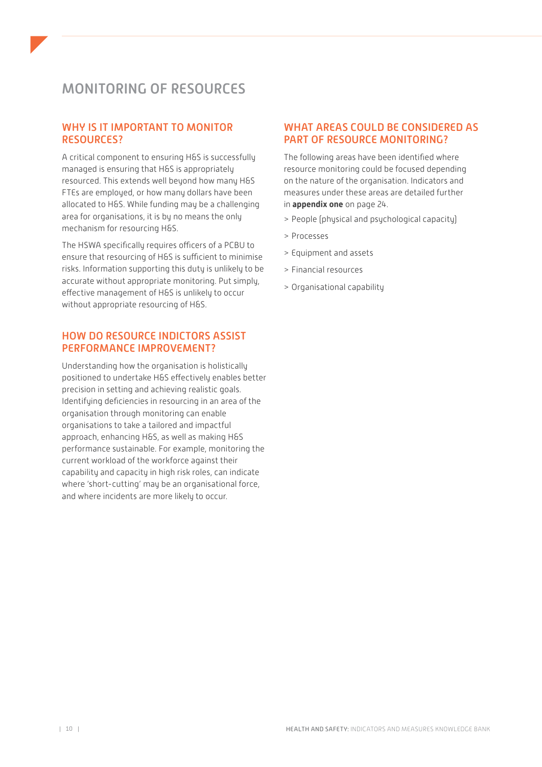# MONITORING OF RESOURCES

## WHY IS IT IMPORTANT TO MONITOR RESOURCES?

A critical component to ensuring H&S is successfully managed is ensuring that H&S is appropriately resourced. This extends well beyond how many H&S FTEs are employed, or how many dollars have been allocated to H&S. While funding may be a challenging area for organisations, it is by no means the only mechanism for resourcing H&S.

The HSWA specifically requires officers of a PCBU to ensure that resourcing of H&S is sufficient to minimise risks. Information supporting this duty is unlikely to be accurate without appropriate monitoring. Put simply, effective management of H&S is unlikely to occur without appropriate resourcing of H&S.

## HOW DO RESOURCE INDICTORS ASSIST PERFORMANCE IMPROVEMENT?

Understanding how the organisation is holistically positioned to undertake H&S effectively enables better precision in setting and achieving realistic goals. Identifying deficiencies in resourcing in an area of the organisation through monitoring can enable organisations to take a tailored and impactful approach, enhancing H&S, as well as making H&S performance sustainable. For example, monitoring the current workload of the workforce against their capability and capacity in high risk roles, can indicate where 'short-cutting' may be an organisational force, and where incidents are more likely to occur.

## WHAT AREAS COULD BE CONSIDERED AS PART OF RESOURCE MONITORING?

The following areas have been identified where resource monitoring could be focused depending on the nature of the organisation. Indicators and measures under these areas are detailed further in **appendix one** on page 24.

> People (physical and psychological capacity)

> Processes

> Equipment and assets

> Financial resources

> Organisational capability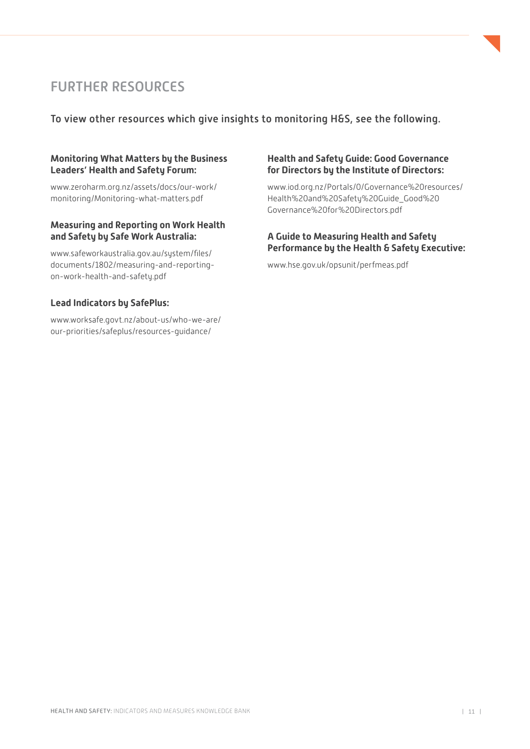# FURTHER RESOURCES

To view other resources which give insights to monitoring H&S, see the following.

**Monitoring What Matters by the Business Leaders' Health and Safety Forum:**

www.zeroharm.org.nz/assets/docs/our-work/monitoring/Monitoring-what-matters.pdf

**Measuring and Reporting on Work Health and Safety by Safe Work Australia:**

www.safeworkaustralia.gov.au/system/files/documents/1802/measuring-and-reporting-on-work-health-and-safety.pdf

**Lead Indicators by SafePlus:**

www.worksafe.govt.nz/about-us/who-we-are/our-priorities/safeplus/resources-guidance/

**Health and Safety Guide: Good Governance for Directors by the Institute of Directors:**

www.iod.org.nz/Portals/0/Governance%20resources/Health%20and%20Safety%20Guide_Good%20Governance%20for%20Directors.pdf

**A Guide to Measuring Health and Safety Performance by the Health & Safety Executive:**

www.hse.gov.uk/opsunit/perfmeas.pdf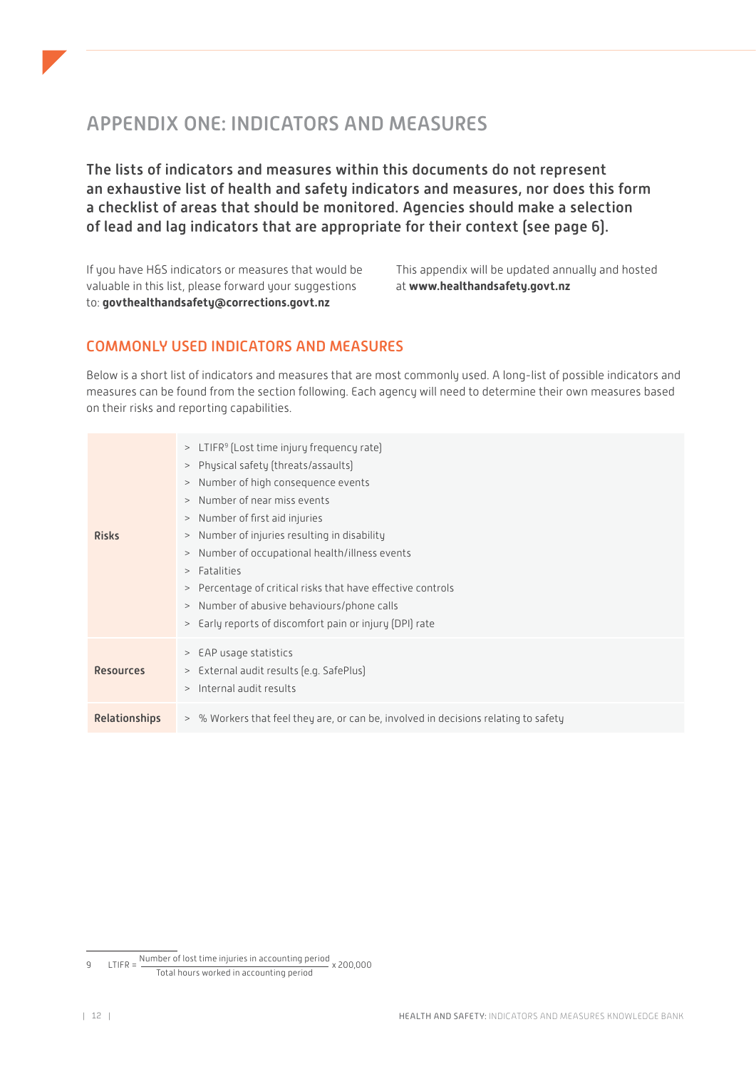# APPENDIX ONE: INDICATORS AND MEASURES

**The lists of indicators and measures within this documents do not represent an exhaustive list of health and safety indicators and measures, nor does this form a checklist of areas that should be monitored. Agencies should make a selection of lead and lag indicators that are appropriate for their context (see page 6).**

If you have H&S indicators or measures that would be valuable in this list, please forward your suggestions to: **govthealthandsafety@corrections.govt.nz**

This appendix will be updated annually and hosted at **www.healthandsafety.govt.nz**

## COMMONLY USED INDICATORS AND MEASURES

Below is a short list of indicators and measures that are most commonly used. A long-list of possible indicators and measures can be found from the section following. Each agency will need to determine their own measures based on their risks and reporting capabilities.

| | |
|---|---|
| **Risks** | > LTIFR[9] (Lost time injury frequency rate)<br>> Physical safety (threats/assaults)<br>> Number of high consequence events<br>> Number of near miss events<br>> Number of first aid injuries<br>> Number of injuries resulting in disability<br>> Number of occupational health/illness events<br>> Fatalities<br>> Percentage of critical risks that have effective controls<br>> Number of abusive behaviours/phone calls<br>> Early reports of discomfort pain or injury (DPI) rate |
| **Resources** | > EAP usage statistics<br>> External audit results (e.g. SafePlus)<br>> Internal audit results |
| **Relationships** | > % Workers that feel they are, or can be, involved in decisions relating to safety |

---

9 $\text{LTIFR} = \dfrac{\text{Number of lost time injuries in accounting period}}{\text{Total hours worked in accounting period}} \times 200{,}000$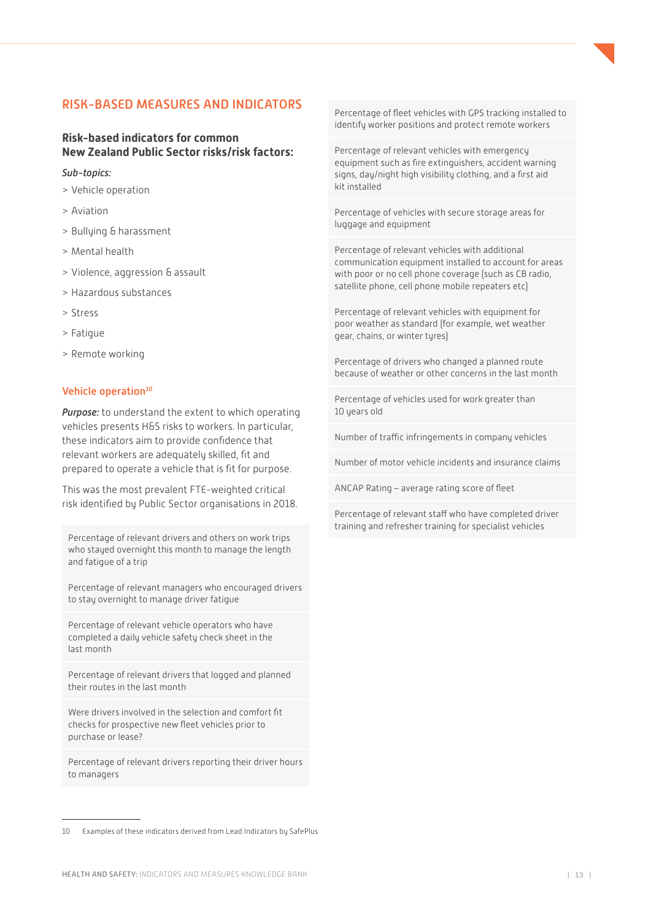## RISK-BASED MEASURES AND INDICATORS

### Risk-based indicators for common New Zealand Public Sector risks/risk factors:

*Sub-topics:*

> Vehicle operation
> Aviation
> Bullying & harassment
> Mental health
> Violence, aggression & assault
> Hazardous substances
> Stress
> Fatigue
> Remote working

### Vehicle operation[10]

***Purpose:*** to understand the extent to which operating vehicles presents H&S risks to workers. In particular, these indicators aim to provide confidence that relevant workers are adequately skilled, fit and prepared to operate a vehicle that is fit for purpose.

This was the most prevalent FTE-weighted critical risk identified by Public Sector organisations in 2018.

| |
|---|
| Percentage of relevant drivers and others on work trips who stayed overnight this month to manage the length and fatigue of a trip |
| Percentage of relevant managers who encouraged drivers to stay overnight to manage driver fatigue |
| Percentage of relevant vehicle operators who have completed a daily vehicle safety check sheet in the last month |
| Percentage of relevant drivers that logged and planned their routes in the last month |
| Were drivers involved in the selection and comfort fit checks for prospective new fleet vehicles prior to purchase or lease? |
| Percentage of relevant drivers reporting their driver hours to managers |
| Percentage of fleet vehicles with GPS tracking installed to identify worker positions and protect remote workers |
| Percentage of relevant vehicles with emergency equipment such as fire extinguishers, accident warning signs, day/night high visibility clothing, and a first aid kit installed |
| Percentage of vehicles with secure storage areas for luggage and equipment |
| Percentage of relevant vehicles with additional communication equipment installed to account for areas with poor or no cell phone coverage (such as CB radio, satellite phone, cell phone mobile repeaters etc) |
| Percentage of relevant vehicles with equipment for poor weather as standard (for example, wet weather gear, chains, or winter tyres) |
| Percentage of drivers who changed a planned route because of weather or other concerns in the last month |
| Percentage of vehicles used for work greater than 10 years old |
| Number of traffic infringements in company vehicles |
| Number of motor vehicle incidents and insurance claims |
| ANCAP Rating – average rating score of fleet |
| Percentage of relevant staff who have completed driver training and refresher training for specialist vehicles |

10 Examples of these indicators derived from Lead Indicators by SafePlus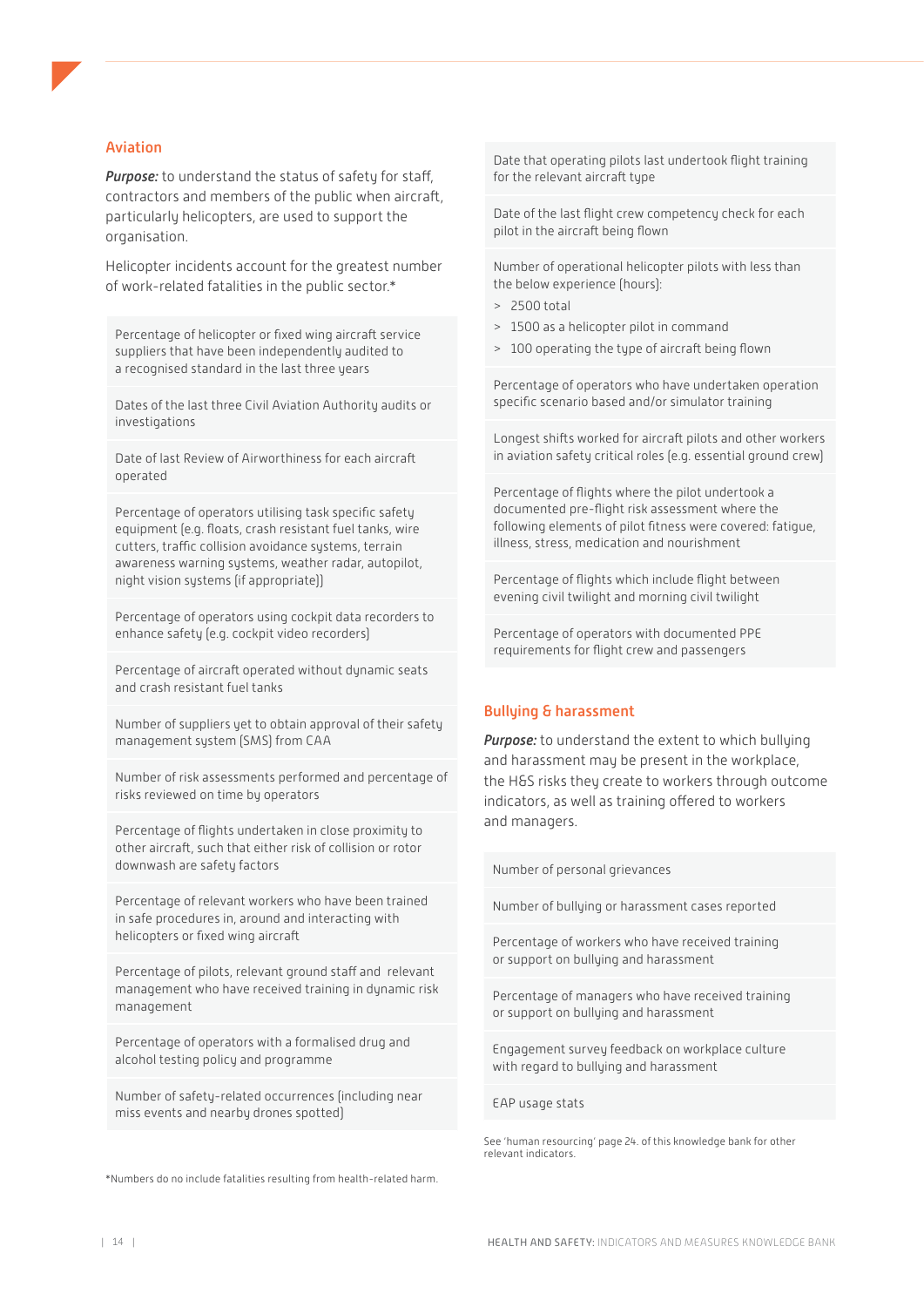## Aviation

***Purpose:*** to understand the status of safety for staff, contractors and members of the public when aircraft, particularly helicopters, are used to support the organisation.

Helicopter incidents account for the greatest number of work-related fatalities in the public sector.*

| |
|---|
| Percentage of helicopter or fixed wing aircraft service suppliers that have been independently audited to a recognised standard in the last three years |
| Dates of the last three Civil Aviation Authority audits or investigations |
| Date of last Review of Airworthiness for each aircraft operated |
| Percentage of operators utilising task specific safety equipment (e.g. floats, crash resistant fuel tanks, wire cutters, traffic collision avoidance systems, terrain awareness warning systems, weather radar, autopilot, night vision systems (if appropriate)) |
| Percentage of operators using cockpit data recorders to enhance safety (e.g. cockpit video recorders) |
| Percentage of aircraft operated without dynamic seats and crash resistant fuel tanks |
| Number of suppliers yet to obtain approval of their safety management system (SMS) from CAA |
| Number of risk assessments performed and percentage of risks reviewed on time by operators |
| Percentage of flights undertaken in close proximity to other aircraft, such that either risk of collision or rotor downwash are safety factors |
| Percentage of relevant workers who have been trained in safe procedures in, around and interacting with helicopters or fixed wing aircraft |
| Percentage of pilots, relevant ground staff and relevant management who have received training in dynamic risk management |
| Percentage of operators with a formalised drug and alcohol testing policy and programme |
| Number of safety-related occurrences (including near miss events and nearby drones spotted) |
| Date that operating pilots last undertook flight training for the relevant aircraft type |
| Date of the last flight crew competency check for each pilot in the aircraft being flown |
| Number of operational helicopter pilots with less than the below experience (hours):<br>> 2500 total<br>> 1500 as a helicopter pilot in command<br>> 100 operating the type of aircraft being flown |
| Percentage of operators who have undertaken operation specific scenario based and/or simulator training |
| Longest shifts worked for aircraft pilots and other workers in aviation safety critical roles (e.g. essential ground crew) |
| Percentage of flights where the pilot undertook a documented pre-flight risk assessment where the following elements of pilot fitness were covered: fatigue, illness, stress, medication and nourishment |
| Percentage of flights which include flight between evening civil twilight and morning civil twilight |
| Percentage of operators with documented PPE requirements for flight crew and passengers |

*Numbers do no include fatalities resulting from health-related harm.

## Bullying & harassment

***Purpose:*** to understand the extent to which bullying and harassment may be present in the workplace, the H&S risks they create to workers through outcome indicators, as well as training offered to workers and managers.

| |
|---|
| Number of personal grievances |
| Number of bullying or harassment cases reported |
| Percentage of workers who have received training or support on bullying and harassment |
| Percentage of managers who have received training or support on bullying and harassment |
| Engagement survey feedback on workplace culture with regard to bullying and harassment |
| EAP usage stats |

See 'human resourcing' page 24. of this knowledge bank for other relevant indicators.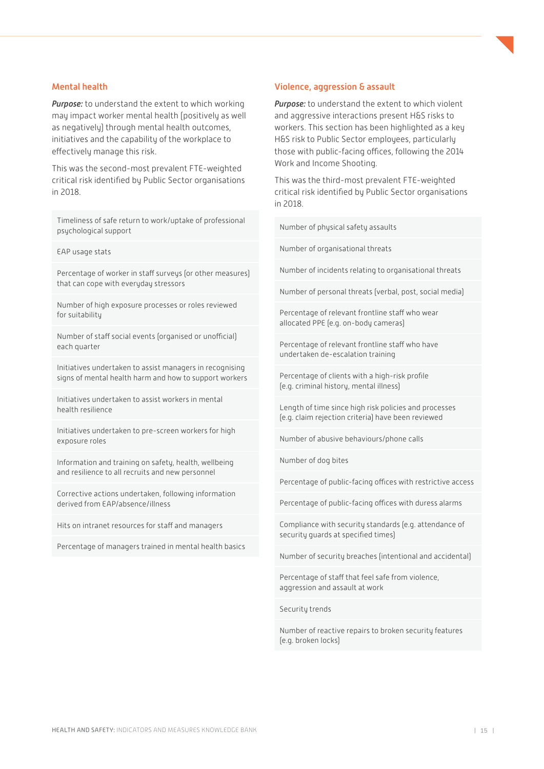## Mental health

***Purpose:*** to understand the extent to which working may impact worker mental health (positively as well as negatively) through mental health outcomes, initiatives and the capability of the workplace to effectively manage this risk.

This was the second-most prevalent FTE-weighted critical risk identified by Public Sector organisations in 2018.

| |
|---|
| Timeliness of safe return to work/uptake of professional psychological support |
| EAP usage stats |
| Percentage of worker in staff surveys (or other measures) that can cope with everyday stressors |
| Number of high exposure processes or roles reviewed for suitability |
| Number of staff social events (organised or unofficial) each quarter |
| Initiatives undertaken to assist managers in recognising signs of mental health harm and how to support workers |
| Initiatives undertaken to assist workers in mental health resilience |
| Initiatives undertaken to pre-screen workers for high exposure roles |
| Information and training on safety, health, wellbeing and resilience to all recruits and new personnel |
| Corrective actions undertaken, following information derived from EAP/absence/illness |
| Hits on intranet resources for staff and managers |
| Percentage of managers trained in mental health basics |

## Violence, aggression & assault

***Purpose:*** to understand the extent to which violent and aggressive interactions present H&S risks to workers. This section has been highlighted as a key H&S risk to Public Sector employees, particularly those with public-facing offices, following the 2014 Work and Income Shooting.

This was the third-most prevalent FTE-weighted critical risk identified by Public Sector organisations in 2018.

| |
|---|
| Number of physical safety assaults |
| Number of organisational threats |
| Number of incidents relating to organisational threats |
| Number of personal threats (verbal, post, social media) |
| Percentage of relevant frontline staff who wear allocated PPE (e.g. on-body cameras) |
| Percentage of relevant frontline staff who have undertaken de-escalation training |
| Percentage of clients with a high-risk profile (e.g. criminal history, mental illness) |
| Length of time since high risk policies and processes (e.g. claim rejection criteria) have been reviewed |
| Number of abusive behaviours/phone calls |
| Number of dog bites |
| Percentage of public-facing offices with restrictive access |
| Percentage of public-facing offices with duress alarms |
| Compliance with security standards (e.g. attendance of security guards at specified times) |
| Number of security breaches (intentional and accidental) |
| Percentage of staff that feel safe from violence, aggression and assault at work |
| Security trends |
| Number of reactive repairs to broken security features (e.g. broken locks) |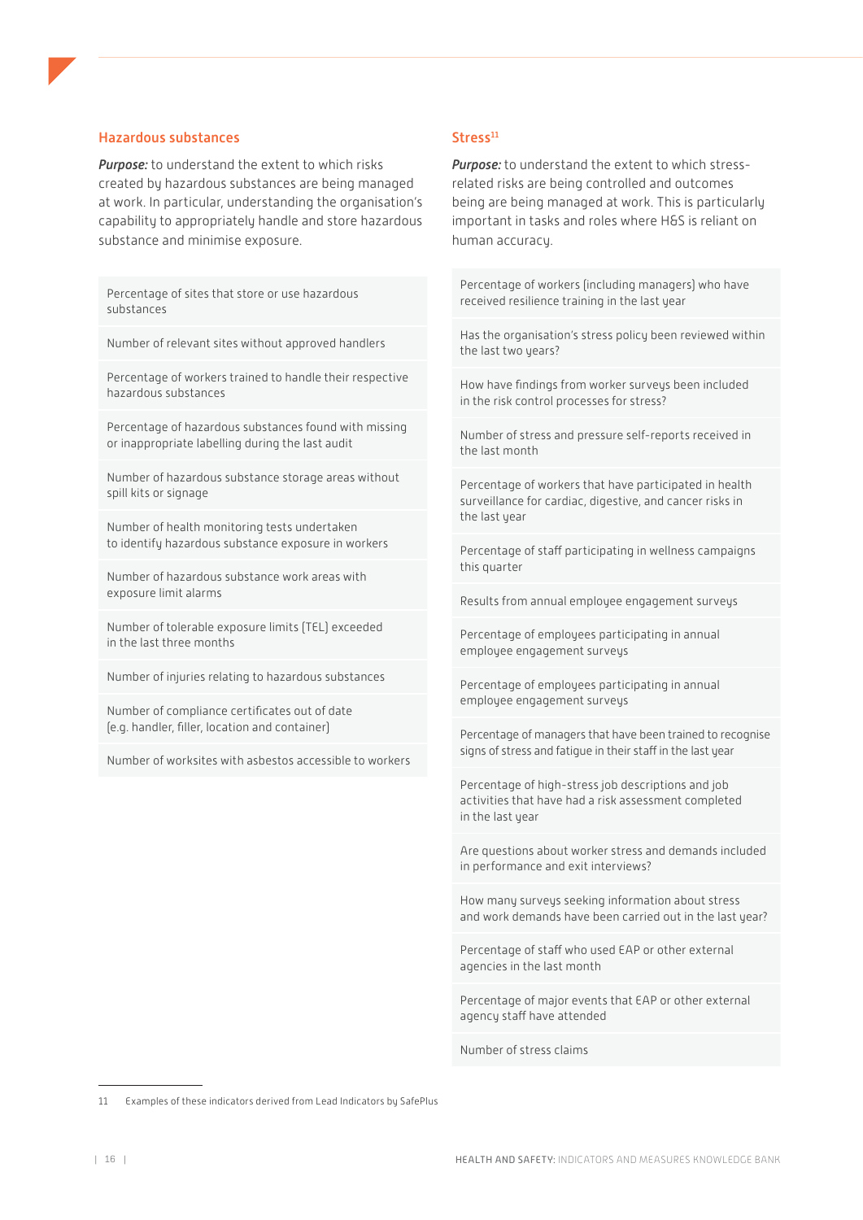## Hazardous substances

***Purpose:*** to understand the extent to which risks created by hazardous substances are being managed at work. In particular, understanding the organisation's capability to appropriately handle and store hazardous substance and minimise exposure.

- Percentage of sites that store or use hazardous substances
- Number of relevant sites without approved handlers
- Percentage of workers trained to handle their respective hazardous substances
- Percentage of hazardous substances found with missing or inappropriate labelling during the last audit
- Number of hazardous substance storage areas without spill kits or signage
- Number of health monitoring tests undertaken to identify hazardous substance exposure in workers
- Number of hazardous substance work areas with exposure limit alarms
- Number of tolerable exposure limits (TEL) exceeded in the last three months
- Number of injuries relating to hazardous substances
- Number of compliance certificates out of date (e.g. handler, filler, location and container)
- Number of worksites with asbestos accessible to workers

## Stress[11]

***Purpose:*** to understand the extent to which stress-related risks are being controlled and outcomes being are being managed at work. This is particularly important in tasks and roles where H&S is reliant on human accuracy.

- Percentage of workers (including managers) who have received resilience training in the last year
- Has the organisation's stress policy been reviewed within the last two years?
- How have findings from worker surveys been included in the risk control processes for stress?
- Number of stress and pressure self-reports received in the last month
- Percentage of workers that have participated in health surveillance for cardiac, digestive, and cancer risks in the last year
- Percentage of staff participating in wellness campaigns this quarter
- Results from annual employee engagement surveys
- Percentage of employees participating in annual employee engagement surveys
- Percentage of employees participating in annual employee engagement surveys
- Percentage of managers that have been trained to recognise signs of stress and fatigue in their staff in the last year
- Percentage of high-stress job descriptions and job activities that have had a risk assessment completed in the last year
- Are questions about worker stress and demands included in performance and exit interviews?
- How many surveys seeking information about stress and work demands have been carried out in the last year?
- Percentage of staff who used EAP or other external agencies in the last month
- Percentage of major events that EAP or other external agency staff have attended
- Number of stress claims

---

11 Examples of these indicators derived from Lead Indicators by SafePlus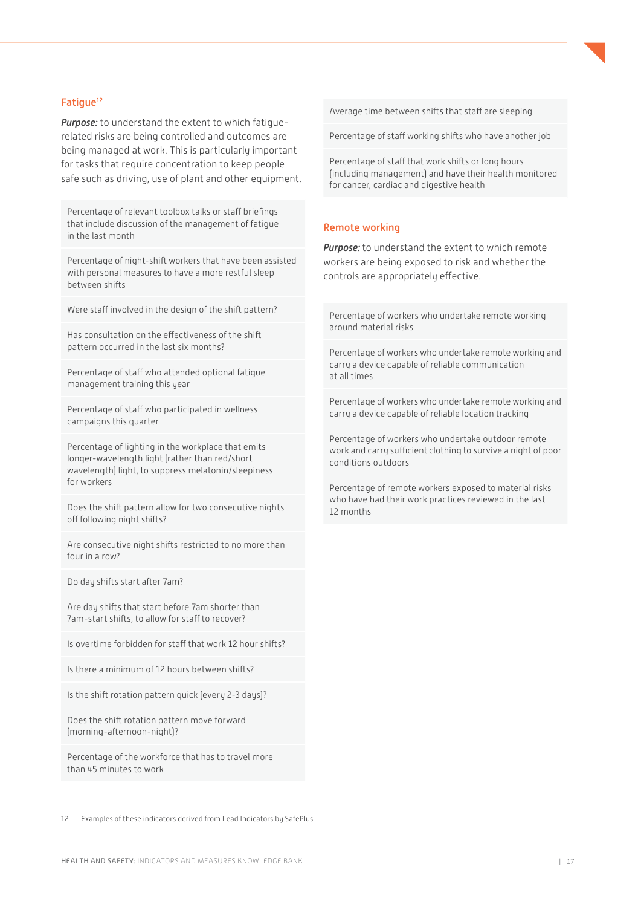## Fatigue[12]

***Purpose:*** to understand the extent to which fatigue-related risks are being controlled and outcomes are being managed at work. This is particularly important for tasks that require concentration to keep people safe such as driving, use of plant and other equipment.

- Percentage of relevant toolbox talks or staff briefings that include discussion of the management of fatigue in the last month
- Percentage of night-shift workers that have been assisted with personal measures to have a more restful sleep between shifts
- Were staff involved in the design of the shift pattern?
- Has consultation on the effectiveness of the shift pattern occurred in the last six months?
- Percentage of staff who attended optional fatigue management training this year
- Percentage of staff who participated in wellness campaigns this quarter
- Percentage of lighting in the workplace that emits longer-wavelength light (rather than red/short wavelength) light, to suppress melatonin/sleepiness for workers
- Does the shift pattern allow for two consecutive nights off following night shifts?
- Are consecutive night shifts restricted to no more than four in a row?
- Do day shifts start after 7am?
- Are day shifts that start before 7am shorter than 7am-start shifts, to allow for staff to recover?
- Is overtime forbidden for staff that work 12 hour shifts?
- Is there a minimum of 12 hours between shifts?
- Is the shift rotation pattern quick (every 2-3 days)?
- Does the shift rotation pattern move forward (morning-afternoon-night)?
- Percentage of the workforce that has to travel more than 45 minutes to work
- Average time between shifts that staff are sleeping
- Percentage of staff working shifts who have another job
- Percentage of staff that work shifts or long hours (including management) and have their health monitored for cancer, cardiac and digestive health

## Remote working

***Purpose:*** to understand the extent to which remote workers are being exposed to risk and whether the controls are appropriately effective.

- Percentage of workers who undertake remote working around material risks
- Percentage of workers who undertake remote working and carry a device capable of reliable communication at all times
- Percentage of workers who undertake remote working and carry a device capable of reliable location tracking
- Percentage of workers who undertake outdoor remote work and carry sufficient clothing to survive a night of poor conditions outdoors
- Percentage of remote workers exposed to material risks who have had their work practices reviewed in the last 12 months

---

12 Examples of these indicators derived from Lead Indicators by SafePlus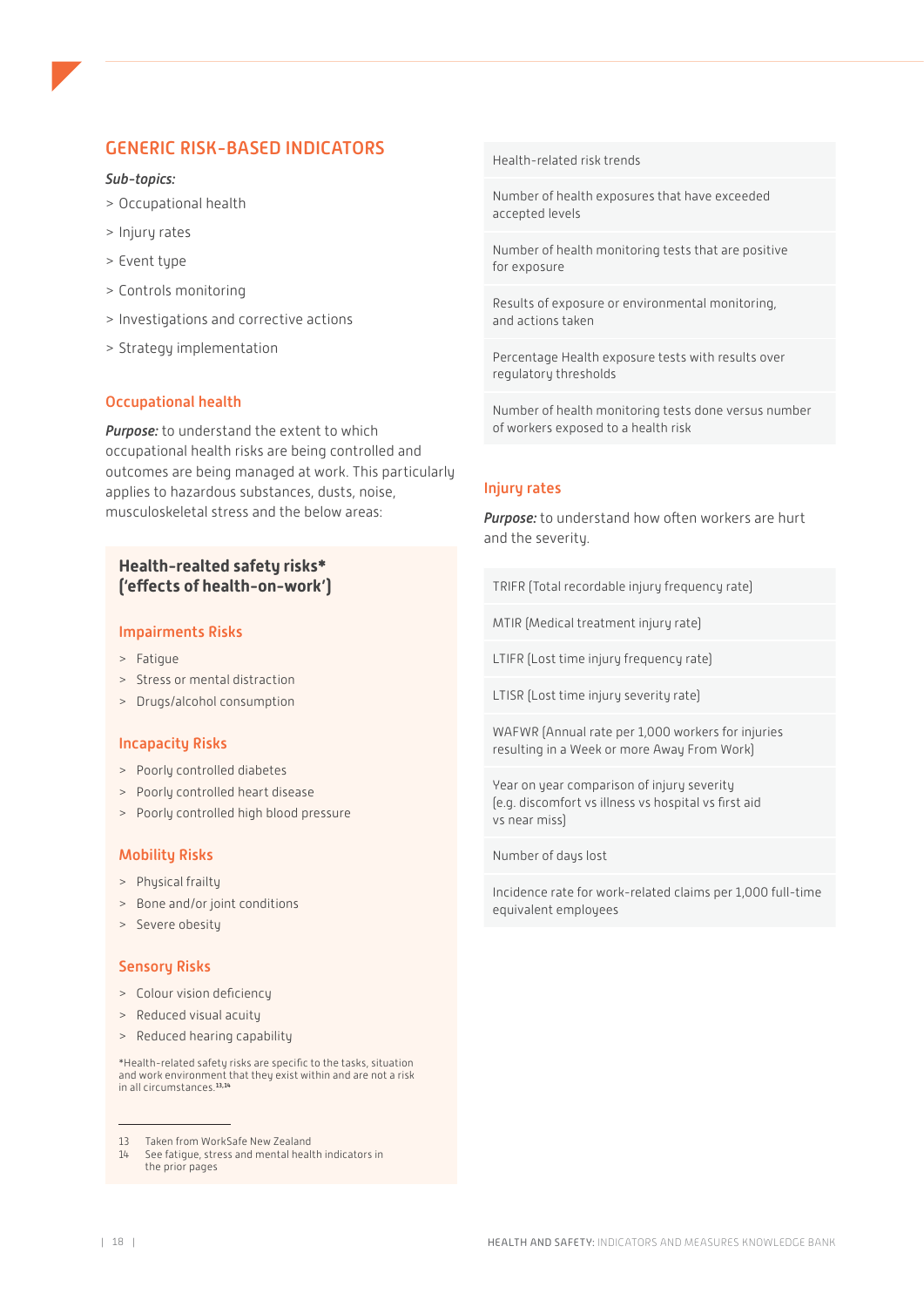## GENERIC RISK-BASED INDICATORS

***Sub-topics:***

> Occupational health

> Injury rates

> Event type

> Controls monitoring

> Investigations and corrective actions

> Strategy implementation

### Occupational health

***Purpose:*** to understand the extent to which occupational health risks are being controlled and outcomes are being managed at work. This particularly applies to hazardous substances, dusts, noise, musculoskeletal stress and the below areas:

**Health-realted safety risks\***
**('effects of health-on-work')**

#### Impairments Risks

- Fatigue
- Stress or mental distraction
- Drugs/alcohol consumption

#### Incapacity Risks

- Poorly controlled diabetes
- Poorly controlled heart disease
- Poorly controlled high blood pressure

#### Mobility Risks

- Physical frailty
- Bone and/or joint conditions
- Severe obesity

#### Sensory Risks

- Colour vision deficiency
- Reduced visual acuity
- Reduced hearing capability

*Health-related safety risks are specific to the tasks, situation and work environment that they exist within and are not a risk in all circumstances.[13,14]

| |
|---|
| Health-related risk trends |
| Number of health exposures that have exceeded accepted levels |
| Number of health monitoring tests that are positive for exposure |
| Results of exposure or environmental monitoring, and actions taken |
| Percentage Health exposure tests with results over regulatory thresholds |
| Number of health monitoring tests done versus number of workers exposed to a health risk |

### Injury rates

***Purpose:*** to understand how often workers are hurt and the severity.

| |
|---|
| TRIFR (Total recordable injury frequency rate) |
| MTIR (Medical treatment injury rate) |
| LTIFR (Lost time injury frequency rate) |
| LTISR (Lost time injury severity rate) |
| WAFWR (Annual rate per 1,000 workers for injuries resulting in a Week or more Away From Work) |
| Year on year comparison of injury severity (e.g. discomfort vs illness vs hospital vs first aid vs near miss) |
| Number of days lost |
| Incidence rate for work-related claims per 1,000 full-time equivalent employees |

---

13 Taken from WorkSafe New Zealand
14 See fatigue, stress and mental health indicators in the prior pages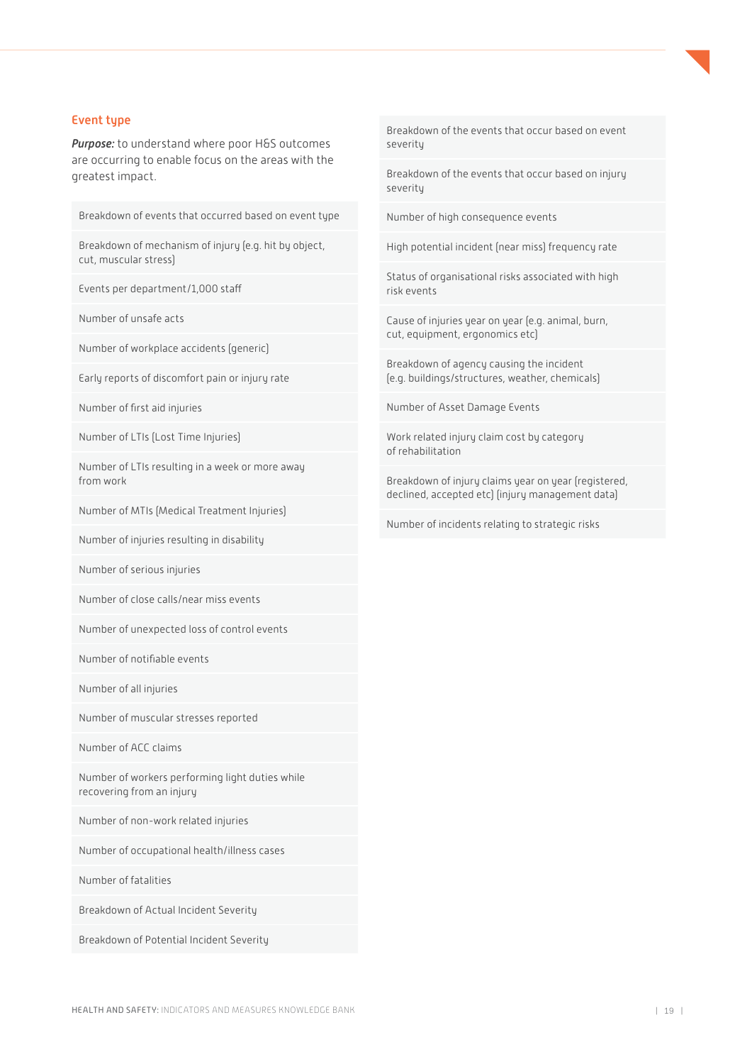### Event type

***Purpose:*** to understand where poor H&S outcomes are occurring to enable focus on the areas with the greatest impact.

- Breakdown of events that occurred based on event type
- Breakdown of mechanism of injury (e.g. hit by object, cut, muscular stress)
- Events per department/1,000 staff
- Number of unsafe acts
- Number of workplace accidents (generic)
- Early reports of discomfort pain or injury rate
- Number of first aid injuries
- Number of LTIs (Lost Time Injuries)
- Number of LTIs resulting in a week or more away from work
- Number of MTIs (Medical Treatment Injuries)
- Number of injuries resulting in disability
- Number of serious injuries
- Number of close calls/near miss events
- Number of unexpected loss of control events
- Number of notifiable events
- Number of all injuries
- Number of muscular stresses reported
- Number of ACC claims
- Number of workers performing light duties while recovering from an injury
- Number of non-work related injuries
- Number of occupational health/illness cases
- Number of fatalities
- Breakdown of Actual Incident Severity
- Breakdown of Potential Incident Severity
- Breakdown of the events that occur based on event severity
- Breakdown of the events that occur based on injury severity
- Number of high consequence events
- High potential incident (near miss) frequency rate
- Status of organisational risks associated with high risk events
- Cause of injuries year on year (e.g. animal, burn, cut, equipment, ergonomics etc)
- Breakdown of agency causing the incident (e.g. buildings/structures, weather, chemicals)
- Number of Asset Damage Events
- Work related injury claim cost by category of rehabilitation
- Breakdown of injury claims year on year (registered, declined, accepted etc) (injury management data)
- Number of incidents relating to strategic risks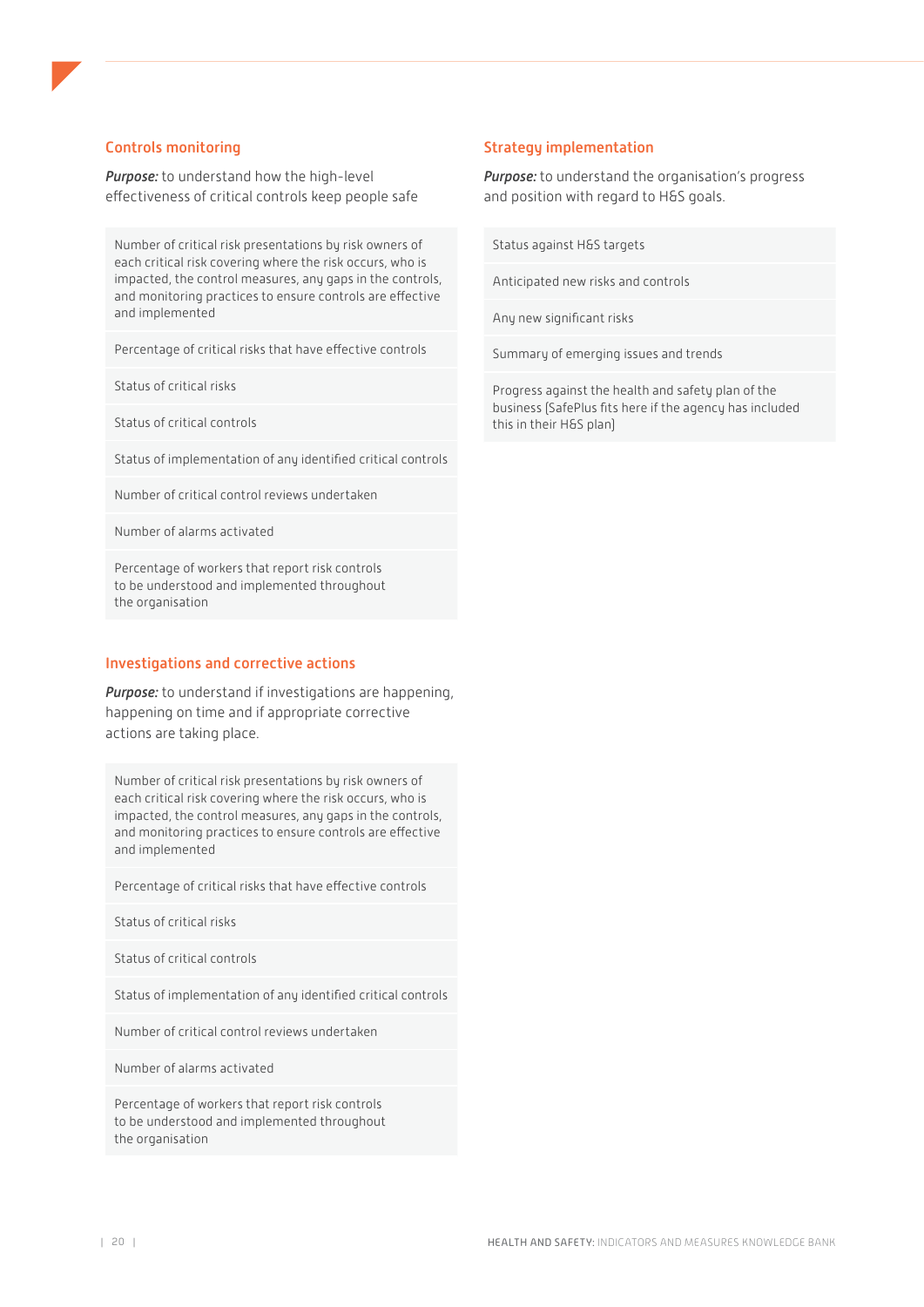## Controls monitoring

***Purpose:*** to understand how the high-level effectiveness of critical controls keep people safe

| |
|---|
| Number of critical risk presentations by risk owners of each critical risk covering where the risk occurs, who is impacted, the control measures, any gaps in the controls, and monitoring practices to ensure controls are effective and implemented |
| Percentage of critical risks that have effective controls |
| Status of critical risks |
| Status of critical controls |
| Status of implementation of any identified critical controls |
| Number of critical control reviews undertaken |
| Number of alarms activated |
| Percentage of workers that report risk controls to be understood and implemented throughout the organisation |

## Investigations and corrective actions

***Purpose:*** to understand if investigations are happening, happening on time and if appropriate corrective actions are taking place.

| |
|---|
| Number of critical risk presentations by risk owners of each critical risk covering where the risk occurs, who is impacted, the control measures, any gaps in the controls, and monitoring practices to ensure controls are effective and implemented |
| Percentage of critical risks that have effective controls |
| Status of critical risks |
| Status of critical controls |
| Status of implementation of any identified critical controls |
| Number of critical control reviews undertaken |
| Number of alarms activated |
| Percentage of workers that report risk controls to be understood and implemented throughout the organisation |

## Strategy implementation

***Purpose:*** to understand the organisation's progress and position with regard to H&S goals.

| |
|---|
| Status against H&S targets |
| Anticipated new risks and controls |
| Any new significant risks |
| Summary of emerging issues and trends |
| Progress against the health and safety plan of the business (SafePlus fits here if the agency has included this in their H&S plan) |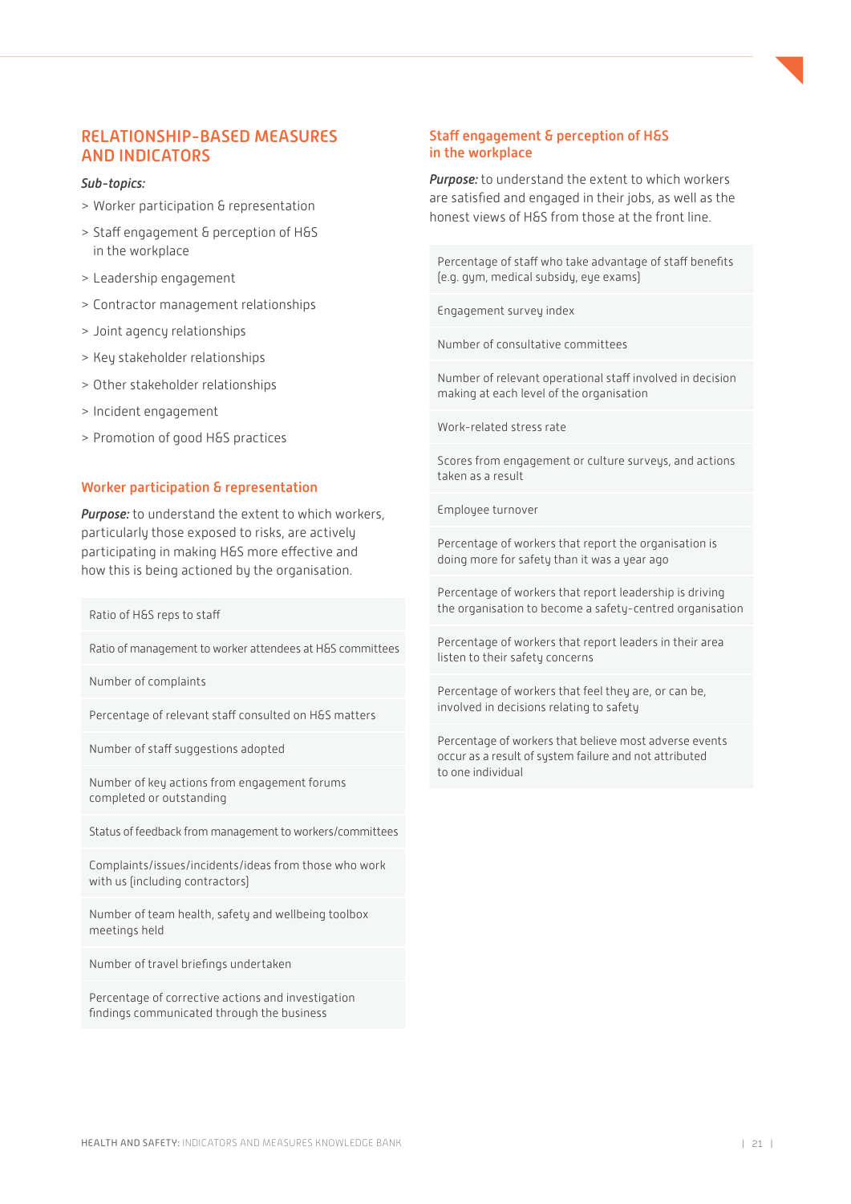## RELATIONSHIP-BASED MEASURES AND INDICATORS

***Sub-topics:***

- > Worker participation & representation
- > Staff engagement & perception of H&S in the workplace
- > Leadership engagement
- > Contractor management relationships
- > Joint agency relationships
- > Key stakeholder relationships
- > Other stakeholder relationships
- > Incident engagement
- > Promotion of good H&S practices

### Worker participation & representation

***Purpose:*** to understand the extent to which workers, particularly those exposed to risks, are actively participating in making H&S more effective and how this is being actioned by the organisation.

| |
|---|
| Ratio of H&S reps to staff |
| Ratio of management to worker attendees at H&S committees |
| Number of complaints |
| Percentage of relevant staff consulted on H&S matters |
| Number of staff suggestions adopted |
| Number of key actions from engagement forums completed or outstanding |
| Status of feedback from management to workers/committees |
| Complaints/issues/incidents/ideas from those who work with us (including contractors) |
| Number of team health, safety and wellbeing toolbox meetings held |
| Number of travel briefings undertaken |
| Percentage of corrective actions and investigation findings communicated through the business |

### Staff engagement & perception of H&S in the workplace

***Purpose:*** to understand the extent to which workers are satisfied and engaged in their jobs, as well as the honest views of H&S from those at the front line.

| |
|---|
| Percentage of staff who take advantage of staff benefits (e.g. gym, medical subsidy, eye exams) |
| Engagement survey index |
| Number of consultative committees |
| Number of relevant operational staff involved in decision making at each level of the organisation |
| Work-related stress rate |
| Scores from engagement or culture surveys, and actions taken as a result |
| Employee turnover |
| Percentage of workers that report the organisation is doing more for safety than it was a year ago |
| Percentage of workers that report leadership is driving the organisation to become a safety-centred organisation |
| Percentage of workers that report leaders in their area listen to their safety concerns |
| Percentage of workers that feel they are, or can be, involved in decisions relating to safety |
| Percentage of workers that believe most adverse events occur as a result of system failure and not attributed to one individual |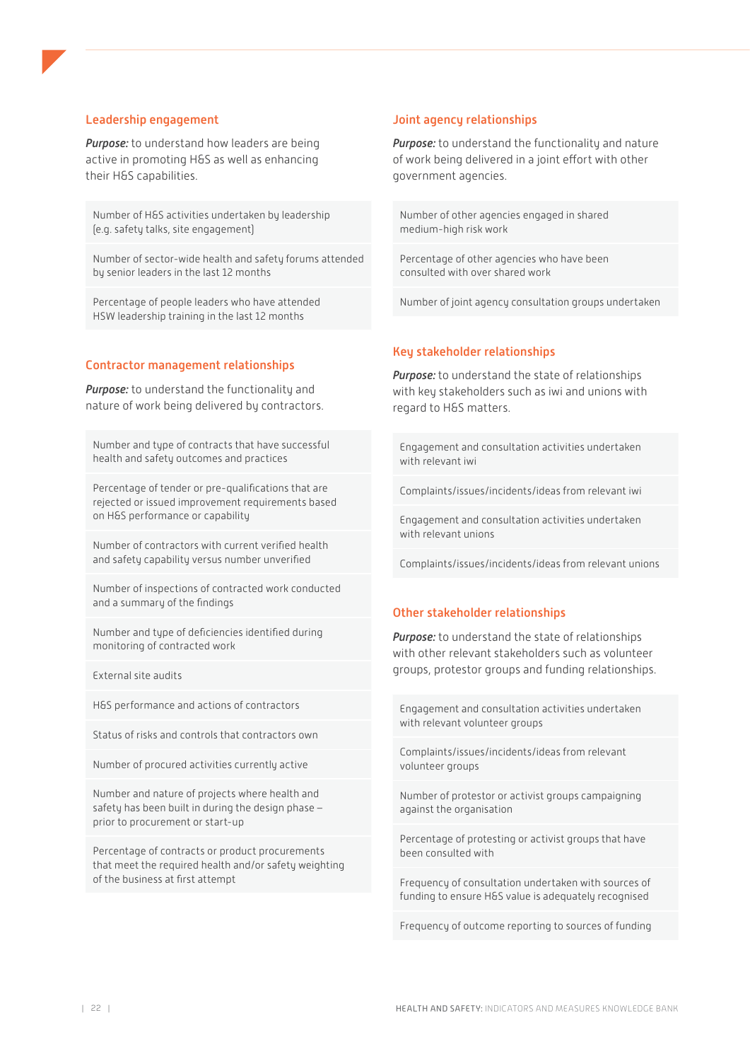### Leadership engagement

***Purpose:*** to understand how leaders are being active in promoting H&S as well as enhancing their H&S capabilities.

- Number of H&S activities undertaken by leadership (e.g. safety talks, site engagement)
- Number of sector-wide health and safety forums attended by senior leaders in the last 12 months
- Percentage of people leaders who have attended HSW leadership training in the last 12 months

### Contractor management relationships

***Purpose:*** to understand the functionality and nature of work being delivered by contractors.

- Number and type of contracts that have successful health and safety outcomes and practices
- Percentage of tender or pre-qualifications that are rejected or issued improvement requirements based on H&S performance or capability
- Number of contractors with current verified health and safety capability versus number unverified
- Number of inspections of contracted work conducted and a summary of the findings
- Number and type of deficiencies identified during monitoring of contracted work
- External site audits
- H&S performance and actions of contractors
- Status of risks and controls that contractors own
- Number of procured activities currently active
- Number and nature of projects where health and safety has been built in during the design phase – prior to procurement or start-up
- Percentage of contracts or product procurements that meet the required health and/or safety weighting of the business at first attempt

### Joint agency relationships

***Purpose:*** to understand the functionality and nature of work being delivered in a joint effort with other government agencies.

- Number of other agencies engaged in shared medium-high risk work
- Percentage of other agencies who have been consulted with over shared work
- Number of joint agency consultation groups undertaken

### Key stakeholder relationships

***Purpose:*** to understand the state of relationships with key stakeholders such as iwi and unions with regard to H&S matters.

- Engagement and consultation activities undertaken with relevant iwi
- Complaints/issues/incidents/ideas from relevant iwi
- Engagement and consultation activities undertaken with relevant unions
- Complaints/issues/incidents/ideas from relevant unions

### Other stakeholder relationships

***Purpose:*** to understand the state of relationships with other relevant stakeholders such as volunteer groups, protestor groups and funding relationships.

- Engagement and consultation activities undertaken with relevant volunteer groups
- Complaints/issues/incidents/ideas from relevant volunteer groups
- Number of protestor or activist groups campaigning against the organisation
- Percentage of protesting or activist groups that have been consulted with
- Frequency of consultation undertaken with sources of funding to ensure H&S value is adequately recognised
- Frequency of outcome reporting to sources of funding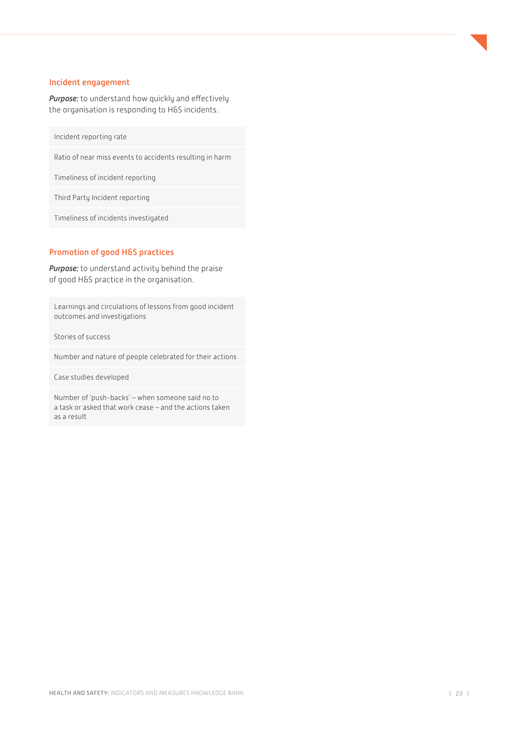### Incident engagement

***Purpose:*** to understand how quickly and effectively the organisation is responding to H&S incidents.

| |
|---|
| Incident reporting rate |
| Ratio of near miss events to accidents resulting in harm |
| Timeliness of incident reporting |
| Third Party Incident reporting |
| Timeliness of incidents investigated |

### Promotion of good H&S practices

***Purpose:*** to understand activity behind the praise of good H&S practice in the organisation.

| |
|---|
| Learnings and circulations of lessons from good incident outcomes and investigations |
| Stories of success |
| Number and nature of people celebrated for their actions |
| Case studies developed |
| Number of 'push-backs' – when someone said no to a task or asked that work cease – and the actions taken as a result |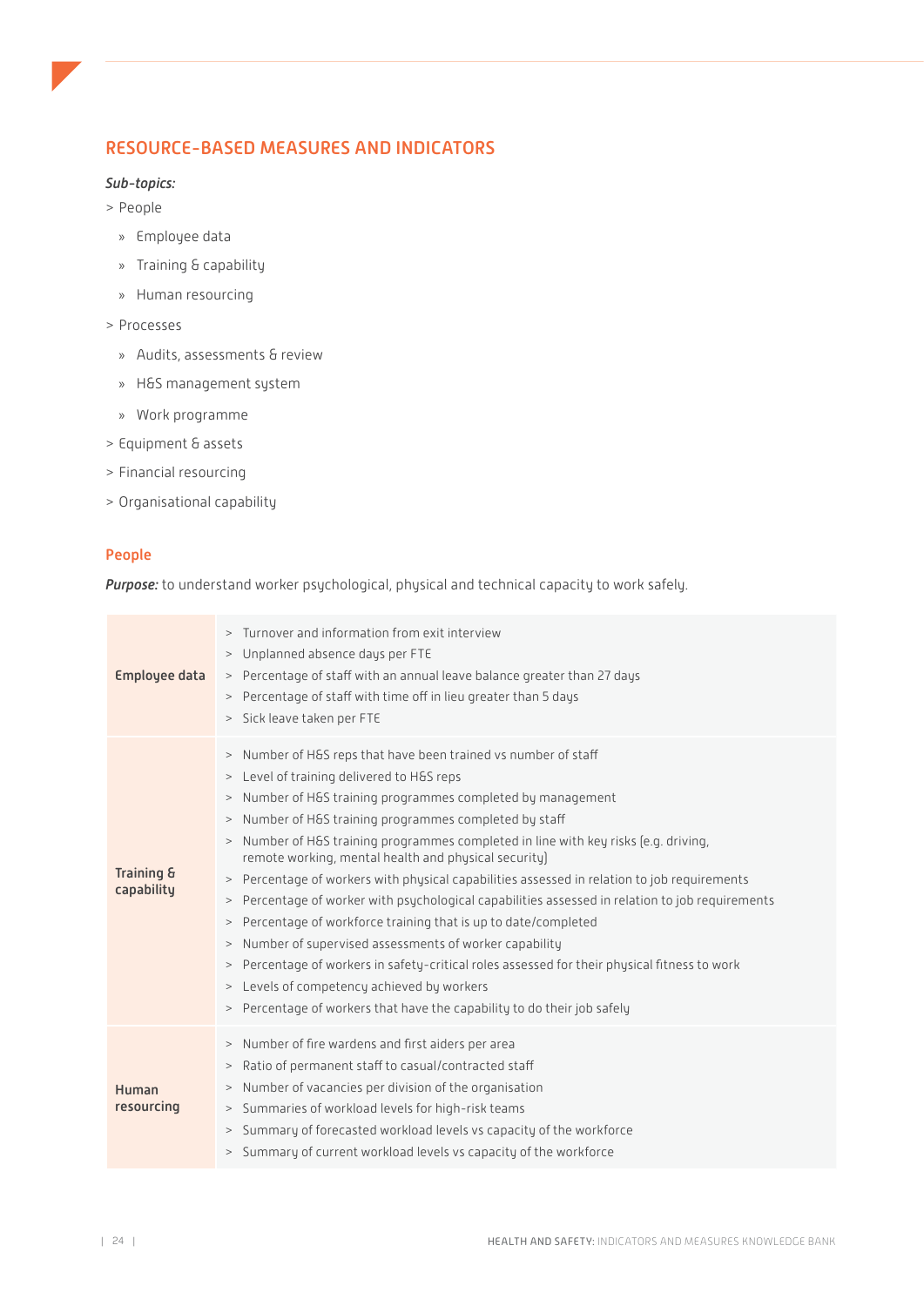## RESOURCE-BASED MEASURES AND INDICATORS

***Sub-topics:***

- People
  - Employee data
  - Training & capability
  - Human resourcing
- Processes
  - Audits, assessments & review
  - H&S management system
  - Work programme
- Equipment & assets
- Financial resourcing
- Organisational capability

### People

***Purpose:*** to understand worker psychological, physical and technical capacity to work safely.

| | |
|---|---|
| **Employee data** | > Turnover and information from exit interview<br>> Unplanned absence days per FTE<br>> Percentage of staff with an annual leave balance greater than 27 days<br>> Percentage of staff with time off in lieu greater than 5 days<br>> Sick leave taken per FTE |
| **Training & capability** | > Number of H&S reps that have been trained vs number of staff<br>> Level of training delivered to H&S reps<br>> Number of H&S training programmes completed by management<br>> Number of H&S training programmes completed by staff<br>> Number of H&S training programmes completed in line with key risks (e.g. driving, remote working, mental health and physical security)<br>> Percentage of workers with physical capabilities assessed in relation to job requirements<br>> Percentage of worker with psychological capabilities assessed in relation to job requirements<br>> Percentage of workforce training that is up to date/completed<br>> Number of supervised assessments of worker capability<br>> Percentage of workers in safety-critical roles assessed for their physical fitness to work<br>> Levels of competency achieved by workers<br>> Percentage of workers that have the capability to do their job safely |
| **Human resourcing** | > Number of fire wardens and first aiders per area<br>> Ratio of permanent staff to casual/contracted staff<br>> Number of vacancies per division of the organisation<br>> Summaries of workload levels for high-risk teams<br>> Summary of forecasted workload levels vs capacity of the workforce<br>> Summary of current workload levels vs capacity of the workforce |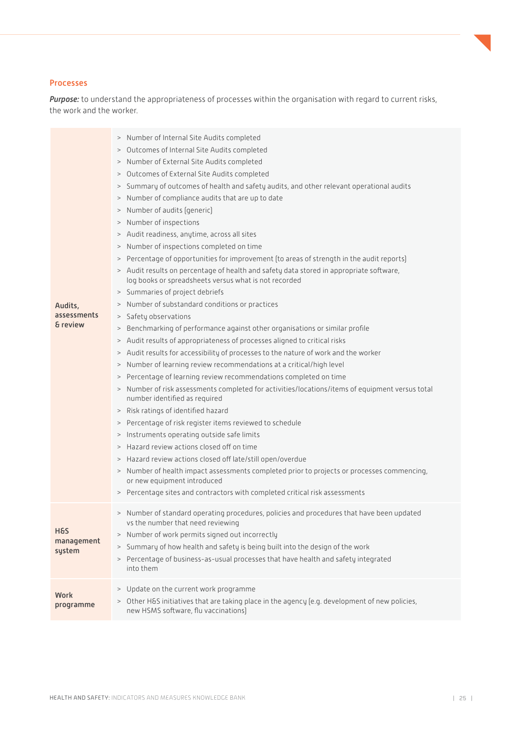## Processes

***Purpose:*** to understand the appropriateness of processes within the organisation with regard to current risks, the work and the worker.

| | |
|---|---|
| **Audits, assessments & review** | > Number of Internal Site Audits completed<br>> Outcomes of Internal Site Audits completed<br>> Number of External Site Audits completed<br>> Outcomes of External Site Audits completed<br>> Summary of outcomes of health and safety audits, and other relevant operational audits<br>> Number of compliance audits that are up to date<br>> Number of audits (generic)<br>> Number of inspections<br>> Audit readiness, anytime, across all sites<br>> Number of inspections completed on time<br>> Percentage of opportunities for improvement (to areas of strength in the audit reports)<br>> Audit results on percentage of health and safety data stored in appropriate software, log books or spreadsheets versus what is not recorded<br>> Summaries of project debriefs<br>> Number of substandard conditions or practices<br>> Safety observations<br>> Benchmarking of performance against other organisations or similar profile<br>> Audit results of appropriateness of processes aligned to critical risks<br>> Audit results for accessibility of processes to the nature of work and the worker<br>> Number of learning review recommendations at a critical/high level<br>> Percentage of learning review recommendations completed on time<br>> Number of risk assessments completed for activities/locations/items of equipment versus total number identified as required<br>> Risk ratings of identified hazard<br>> Percentage of risk register items reviewed to schedule<br>> Instruments operating outside safe limits<br>> Hazard review actions closed off on time<br>> Hazard review actions closed off late/still open/overdue<br>> Number of health impact assessments completed prior to projects or processes commencing, or new equipment introduced<br>> Percentage sites and contractors with completed critical risk assessments |
| **H&S management system** | > Number of standard operating procedures, policies and procedures that have been updated vs the number that need reviewing<br>> Number of work permits signed out incorrectly<br>> Summary of how health and safety is being built into the design of the work<br>> Percentage of business-as-usual processes that have health and safety integrated into them |
| **Work programme** | > Update on the current work programme<br>> Other H&S initiatives that are taking place in the agency (e.g. development of new policies, new HSMS software, flu vaccinations) |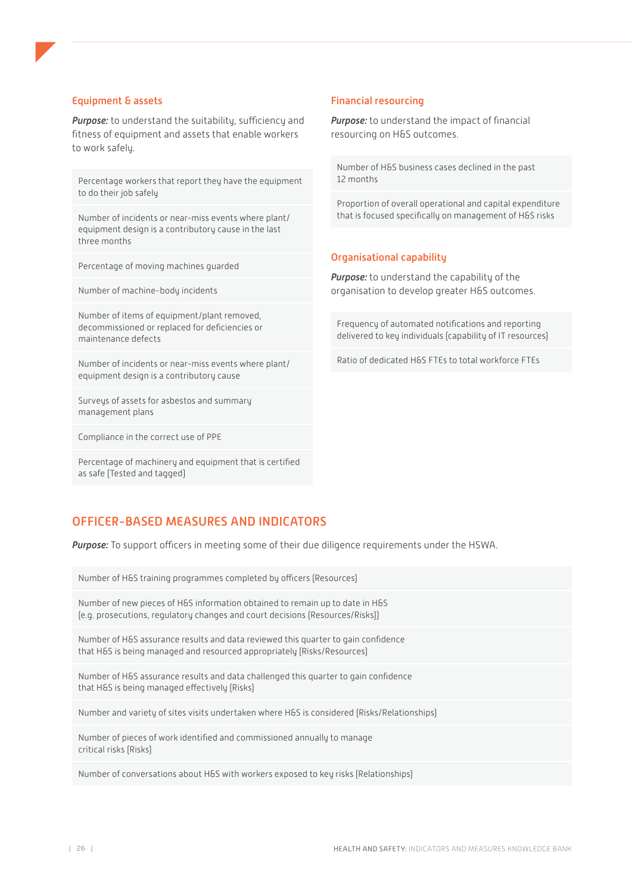### Equipment & assets

***Purpose:*** to understand the suitability, sufficiency and fitness of equipment and assets that enable workers to work safely.

| |
|---|
| Percentage workers that report they have the equipment to do their job safely |
| Number of incidents or near-miss events where plant/equipment design is a contributory cause in the last three months |
| Percentage of moving machines guarded |
| Number of machine-body incidents |
| Number of items of equipment/plant removed, decommissioned or replaced for deficiencies or maintenance defects |
| Number of incidents or near-miss events where plant/equipment design is a contributory cause |
| Surveys of assets for asbestos and summary management plans |
| Compliance in the correct use of PPE |
| Percentage of machinery and equipment that is certified as safe (Tested and tagged) |

### Financial resourcing

***Purpose:*** to understand the impact of financial resourcing on H&S outcomes.

| |
|---|
| Number of H&S business cases declined in the past 12 months |
| Proportion of overall operational and capital expenditure that is focused specifically on management of H&S risks |

### Organisational capability

***Purpose:*** to understand the capability of the organisation to develop greater H&S outcomes.

| |
|---|
| Frequency of automated notifications and reporting delivered to key individuals (capability of IT resources) |
| Ratio of dedicated H&S FTEs to total workforce FTEs |

## OFFICER-BASED MEASURES AND INDICATORS

***Purpose:*** To support officers in meeting some of their due diligence requirements under the HSWA.

| |
|---|
| Number of H&S training programmes completed by officers (Resources) |
| Number of new pieces of H&S information obtained to remain up to date in H&S (e.g. prosecutions, regulatory changes and court decisions (Resources/Risks)) |
| Number of H&S assurance results and data reviewed this quarter to gain confidence that H&S is being managed and resourced appropriately (Risks/Resources) |
| Number of H&S assurance results and data challenged this quarter to gain confidence that H&S is being managed effectively (Risks) |
| Number and variety of sites visits undertaken where H&S is considered (Risks/Relationships) |
| Number of pieces of work identified and commissioned annually to manage critical risks (Risks) |
| Number of conversations about H&S with workers exposed to key risks (Relationships) |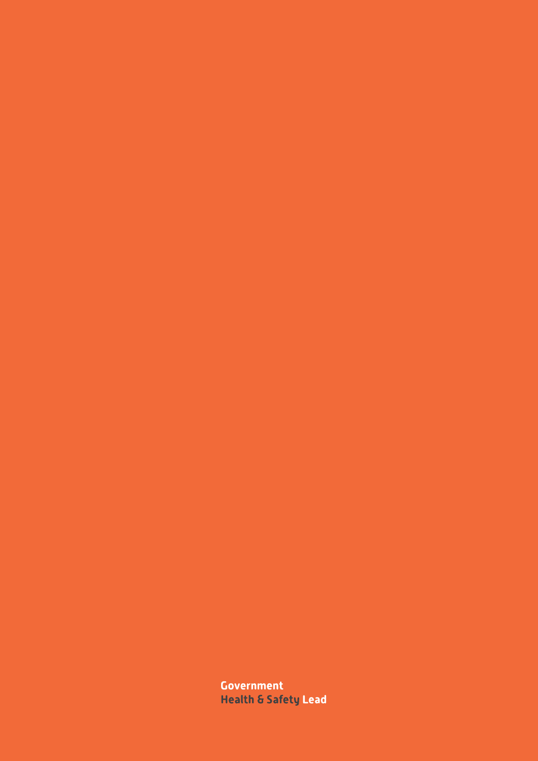Government
Health & Safety Lead